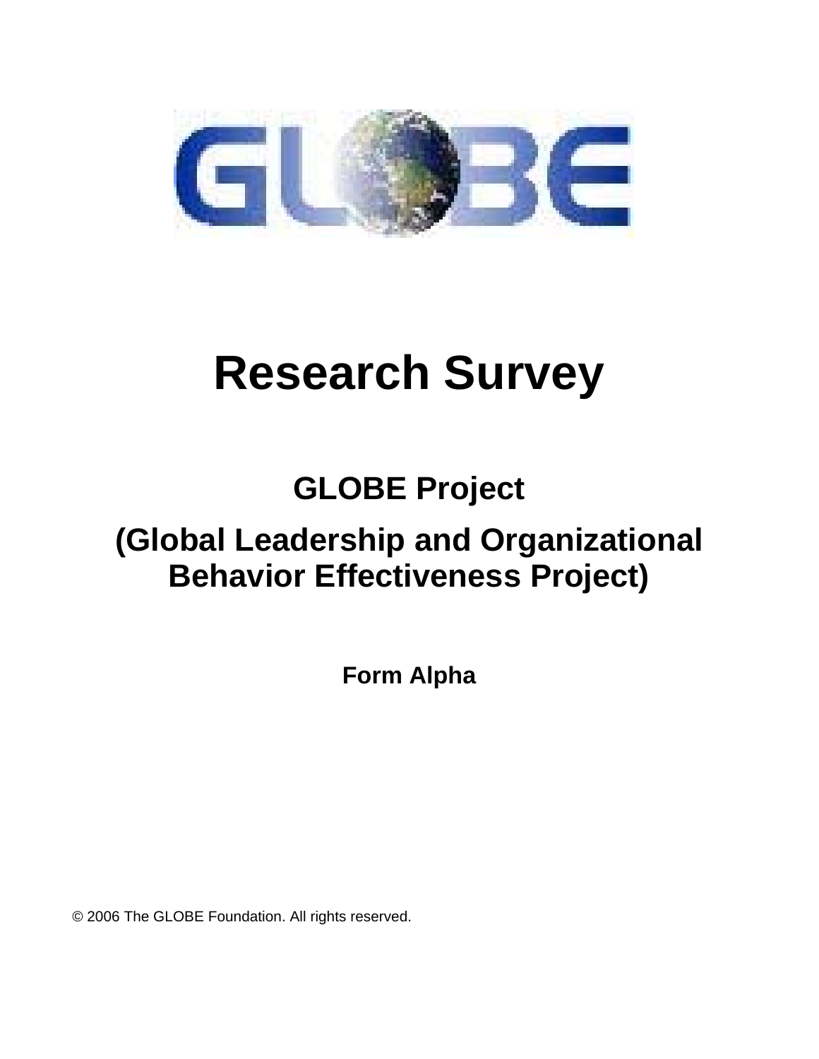# Research Survey

## GLOBE Project

## (Global Leadership and Organizational Behavior Effectiveness Project)

**Form Alpha**

© 2006 The GLOBE Foundation. All rights reserved.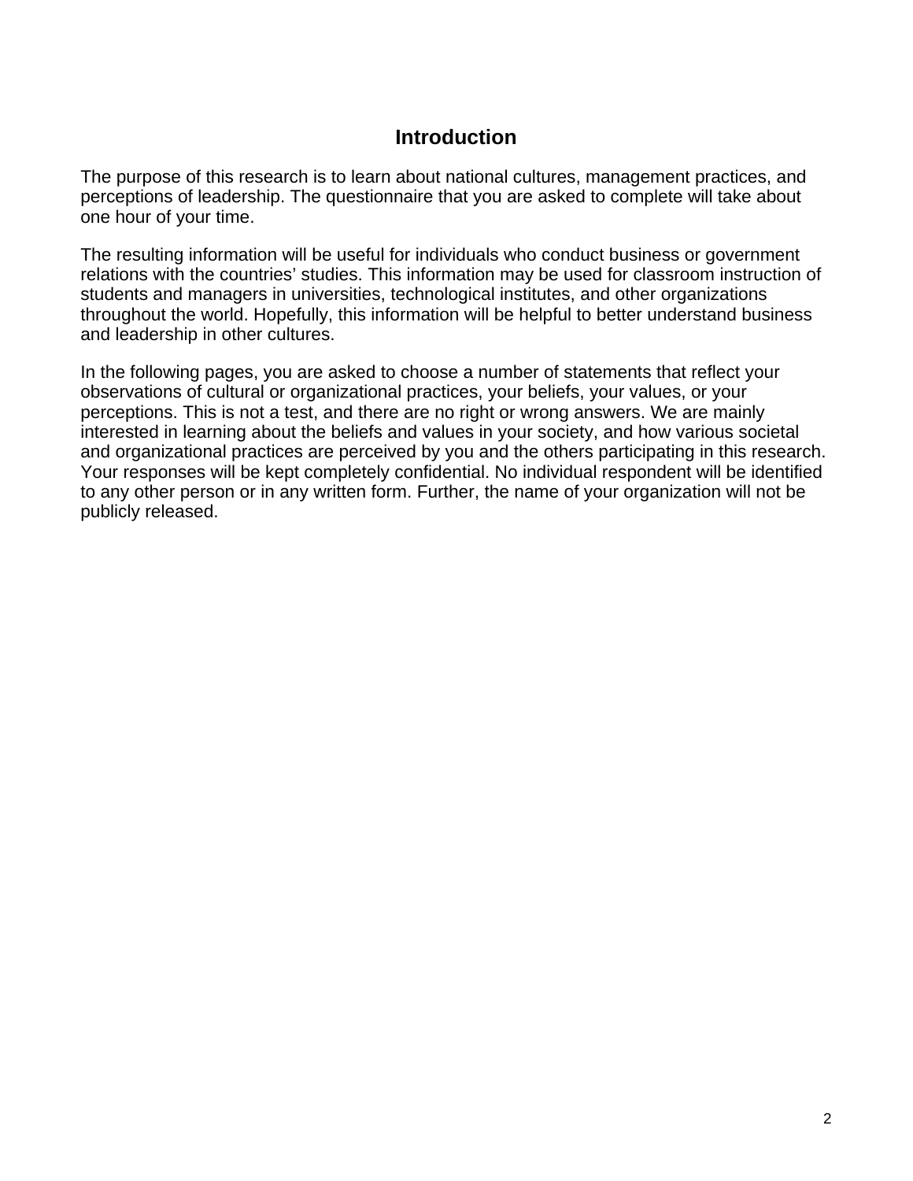# Introduction

The purpose of this research is to learn about national cultures, management practices, and perceptions of leadership. The questionnaire that you are asked to complete will take about one hour of your time.

The resulting information will be useful for individuals who conduct business or government relations with the countries' studies. This information may be used for classroom instruction of students and managers in universities, technological institutes, and other organizations throughout the world. Hopefully, this information will be helpful to better understand business and leadership in other cultures.

In the following pages, you are asked to choose a number of statements that reflect your observations of cultural or organizational practices, your beliefs, your values, or your perceptions. This is not a test, and there are no right or wrong answers. We are mainly interested in learning about the beliefs and values in your society, and how various societal and organizational practices are perceived by you and the others participating in this research. Your responses will be kept completely confidential. No individual respondent will be identified to any other person or in any written form. Further, the name of your organization will not be publicly released.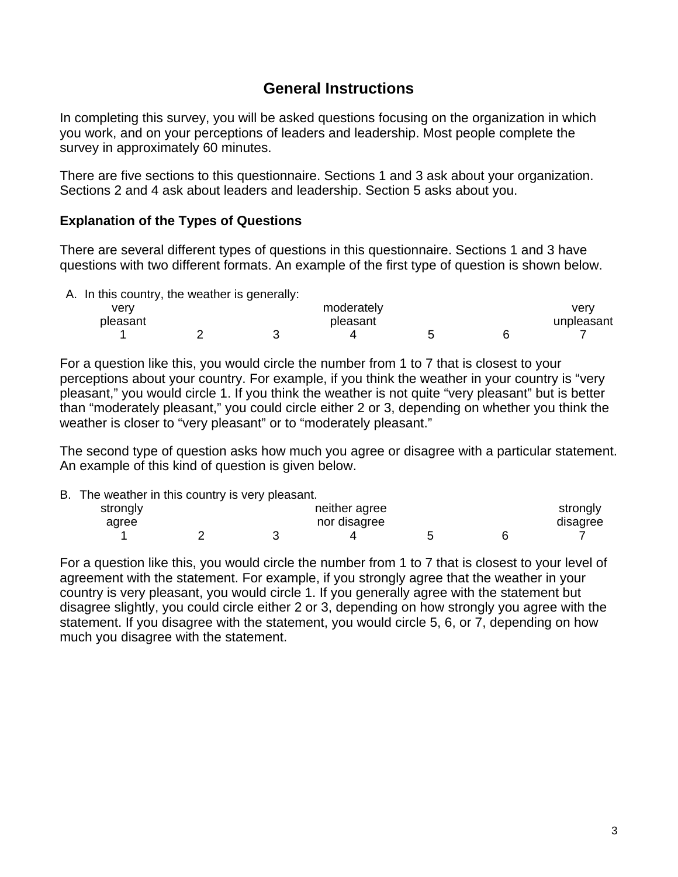## General Instructions

In completing this survey, you will be asked questions focusing on the organization in which you work, and on your perceptions of leaders and leadership. Most people complete the survey in approximately 60 minutes.

There are five sections to this questionnaire. Sections 1 and 3 ask about your organization. Sections 2 and 4 ask about leaders and leadership. Section 5 asks about you.

### Explanation of the Types of Questions

There are several different types of questions in this questionnaire. Sections 1 and 3 have questions with two different formats. An example of the first type of question is shown below.

A. In this country, the weather is generally:

| very pleasant | | | moderately pleasant | | | very unpleasant |
|---|---|---|---|---|---|---|
| 1 | 2 | 3 | 4 | 5 | 6 | 7 |

For a question like this, you would circle the number from 1 to 7 that is closest to your perceptions about your country. For example, if you think the weather in your country is "very pleasant," you would circle 1. If you think the weather is not quite "very pleasant" but is better than "moderately pleasant," you could circle either 2 or 3, depending on whether you think the weather is closer to "very pleasant" or to "moderately pleasant."

The second type of question asks how much you agree or disagree with a particular statement. An example of this kind of question is given below.

B. The weather in this country is very pleasant.

| strongly agree | | | neither agree nor disagree | | | strongly disagree |
|---|---|---|---|---|---|---|
| 1 | 2 | 3 | 4 | 5 | 6 | 7 |

For a question like this, you would circle the number from 1 to 7 that is closest to your level of agreement with the statement. For example, if you strongly agree that the weather in your country is very pleasant, you would circle 1. If you generally agree with the statement but disagree slightly, you could circle either 2 or 3, depending on how strongly you agree with the statement. If you disagree with the statement, you would circle 5, 6, or 7, depending on how much you disagree with the statement.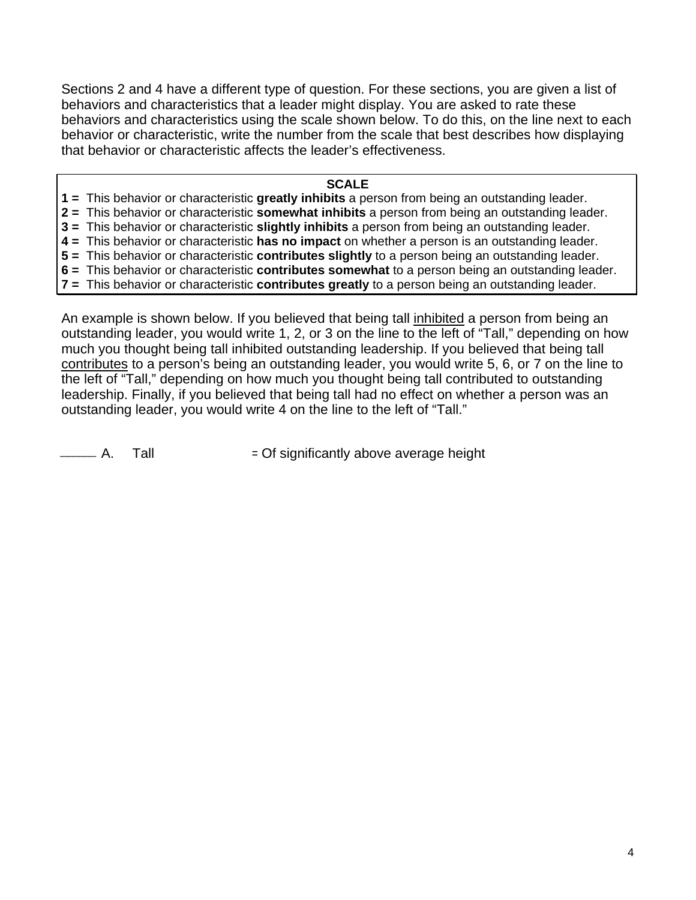Sections 2 and 4 have a different type of question. For these sections, you are given a list of behaviors and characteristics that a leader might display. You are asked to rate these behaviors and characteristics using the scale shown below. To do this, on the line next to each behavior or characteristic, write the number from the scale that best describes how displaying that behavior or characteristic affects the leader's effectiveness.

**SCALE**

**1 =** This behavior or characteristic **greatly inhibits** a person from being an outstanding leader.
**2 =** This behavior or characteristic **somewhat inhibits** a person from being an outstanding leader.
**3 =** This behavior or characteristic **slightly inhibits** a person from being an outstanding leader.
**4 =** This behavior or characteristic **has no impact** on whether a person is an outstanding leader.
**5 =** This behavior or characteristic **contributes slightly** to a person being an outstanding leader.
**6 =** This behavior or characteristic **contributes somewhat** to a person being an outstanding leader.
**7 =** This behavior or characteristic **contributes greatly** to a person being an outstanding leader.

An example is shown below. If you believed that being tall inhibited a person from being an outstanding leader, you would write 1, 2, or 3 on the line to the left of "Tall," depending on how much you thought being tall inhibited outstanding leadership. If you believed that being tall contributes to a person's being an outstanding leader, you would write 5, 6, or 7 on the line to the left of "Tall," depending on how much you thought being tall contributed to outstanding leadership. Finally, if you believed that being tall had no effect on whether a person was an outstanding leader, you would write 4 on the line to the left of "Tall."

_____ A. Tall = Of significantly above average height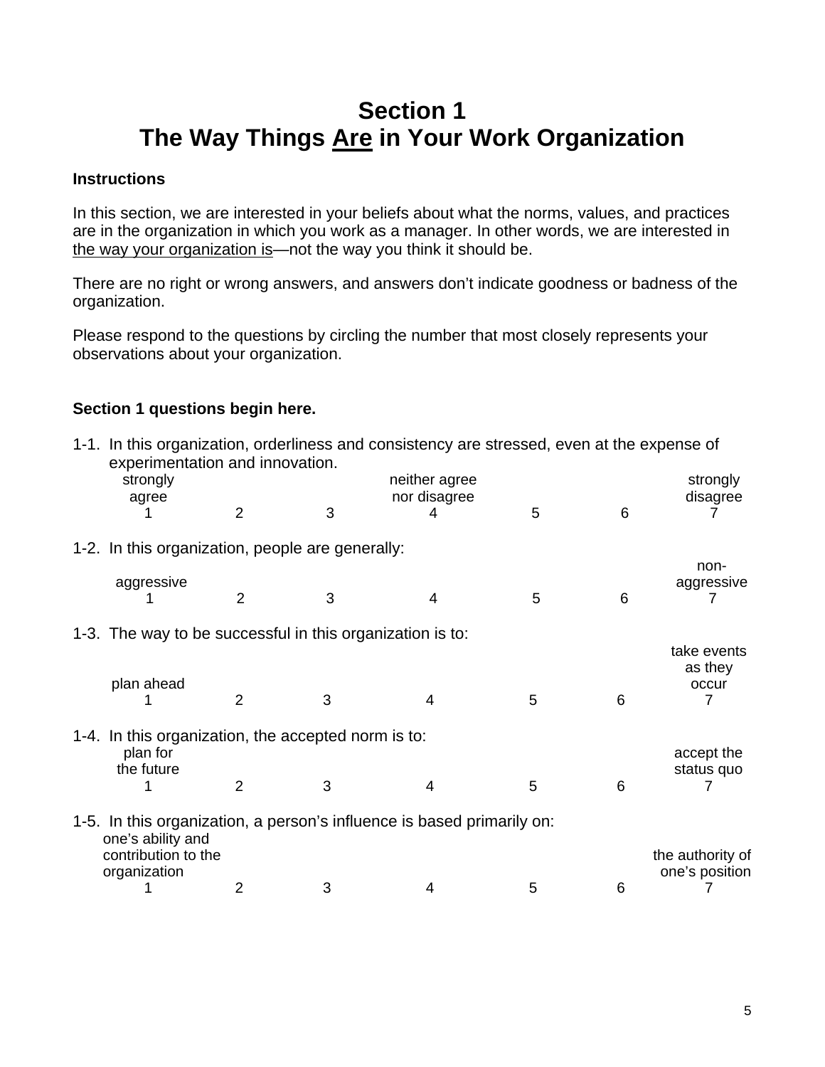# Section 1
# The Way Things <u>Are</u> in Your Work Organization

**Instructions**

In this section, we are interested in your beliefs about what the norms, values, and practices are in the organization in which you work as a manager. In other words, we are interested in <u>the way your organization is</u>—not the way you think it should be.

There are no right or wrong answers, and answers don't indicate goodness or badness of the organization.

Please respond to the questions by circling the number that most closely represents your observations about your organization.

**Section 1 questions begin here.**

1-1. In this organization, orderliness and consistency are stressed, even at the expense of experimentation and innovation.

| strongly agree | | | neither agree nor disagree | | | strongly disagree |
|---|---|---|---|---|---|---|
| 1 | 2 | 3 | 4 | 5 | 6 | 7 |

1-2. In this organization, people are generally:

| aggressive | | | | | | non-aggressive |
|---|---|---|---|---|---|---|
| 1 | 2 | 3 | 4 | 5 | 6 | 7 |

1-3. The way to be successful in this organization is to:

| plan ahead | | | | | | take events as they occur |
|---|---|---|---|---|---|---|
| 1 | 2 | 3 | 4 | 5 | 6 | 7 |

1-4. In this organization, the accepted norm is to:

| plan for the future | | | | | | accept the status quo |
|---|---|---|---|---|---|---|
| 1 | 2 | 3 | 4 | 5 | 6 | 7 |

1-5. In this organization, a person's influence is based primarily on:

| one's ability and contribution to the organization | | | | | | the authority of one's position |
|---|---|---|---|---|---|---|
| 1 | 2 | 3 | 4 | 5 | 6 | 7 |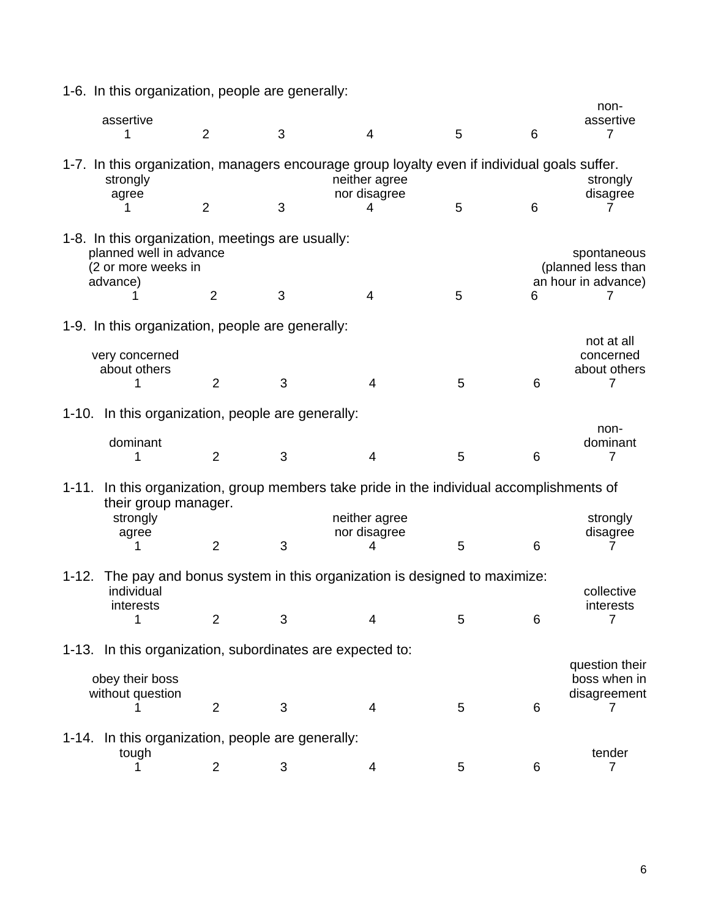1-6. In this organization, people are generally:

| assertive | | | | | | non-assertive |
|---|---|---|---|---|---|---|
| 1 | 2 | 3 | 4 | 5 | 6 | 7 |

1-7. In this organization, managers encourage group loyalty even if individual goals suffer.

| strongly agree | | | neither agree nor disagree | | | strongly disagree |
|---|---|---|---|---|---|---|
| 1 | 2 | 3 | 4 | 5 | 6 | 7 |

1-8. In this organization, meetings are usually:

| planned well in advance (2 or more weeks in advance) | | | | | | spontaneous (planned less than an hour in advance) |
|---|---|---|---|---|---|---|
| 1 | 2 | 3 | 4 | 5 | 6 | 7 |

1-9. In this organization, people are generally:

| very concerned about others | | | | | | not at all concerned about others |
|---|---|---|---|---|---|---|
| 1 | 2 | 3 | 4 | 5 | 6 | 7 |

1-10. In this organization, people are generally:

| dominant | | | | | | non-dominant |
|---|---|---|---|---|---|---|
| 1 | 2 | 3 | 4 | 5 | 6 | 7 |

1-11. In this organization, group members take pride in the individual accomplishments of their group manager.

| strongly agree | | | neither agree nor disagree | | | strongly disagree |
|---|---|---|---|---|---|---|
| 1 | 2 | 3 | 4 | 5 | 6 | 7 |

1-12. The pay and bonus system in this organization is designed to maximize:

| individual interests | | | | | | collective interests |
|---|---|---|---|---|---|---|
| 1 | 2 | 3 | 4 | 5 | 6 | 7 |

1-13. In this organization, subordinates are expected to:

| obey their boss without question | | | | | | question their boss when in disagreement |
|---|---|---|---|---|---|---|
| 1 | 2 | 3 | 4 | 5 | 6 | 7 |

1-14. In this organization, people are generally:

| tough | | | | | | tender |
|---|---|---|---|---|---|---|
| 1 | 2 | 3 | 4 | 5 | 6 | 7 |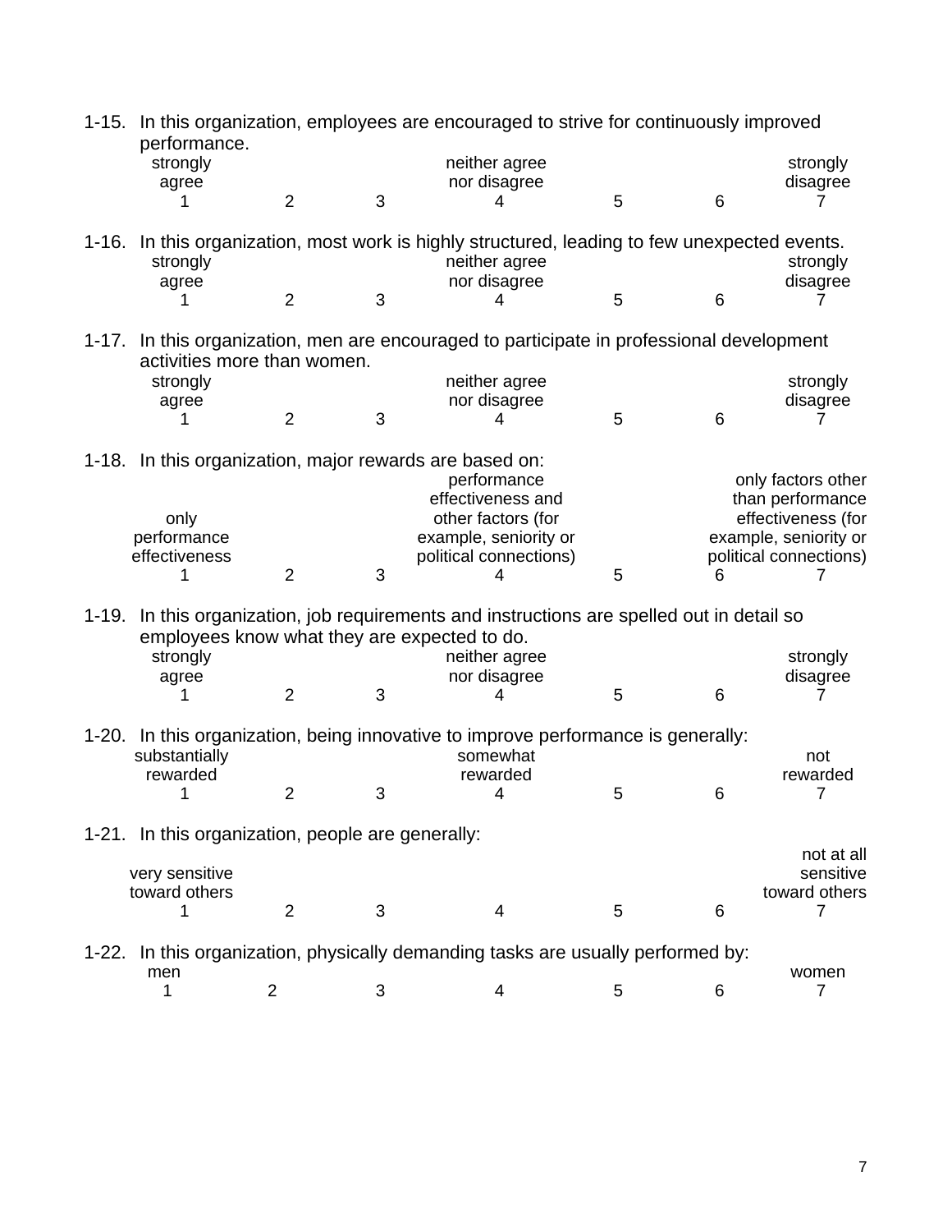1-15. In this organization, employees are encouraged to strive for continuously improved performance.

| strongly agree | | | neither agree nor disagree | | | strongly disagree |
|---|---|---|---|---|---|---|
| 1 | 2 | 3 | 4 | 5 | 6 | 7 |

1-16. In this organization, most work is highly structured, leading to few unexpected events.

| strongly agree | | | neither agree nor disagree | | | strongly disagree |
|---|---|---|---|---|---|---|
| 1 | 2 | 3 | 4 | 5 | 6 | 7 |

1-17. In this organization, men are encouraged to participate in professional development activities more than women.

| strongly agree | | | neither agree nor disagree | | | strongly disagree |
|---|---|---|---|---|---|---|
| 1 | 2 | 3 | 4 | 5 | 6 | 7 |

1-18. In this organization, major rewards are based on:

| only performance effectiveness | | | performance effectiveness and other factors (for example, seniority or political connections) | | | only factors other than performance effectiveness (for example, seniority or political connections) |
|---|---|---|---|---|---|---|
| 1 | 2 | 3 | 4 | 5 | 6 | 7 |

1-19. In this organization, job requirements and instructions are spelled out in detail so employees know what they are expected to do.

| strongly agree | | | neither agree nor disagree | | | strongly disagree |
|---|---|---|---|---|---|---|
| 1 | 2 | 3 | 4 | 5 | 6 | 7 |

1-20. In this organization, being innovative to improve performance is generally:

| substantially rewarded | | | somewhat rewarded | | | not rewarded |
|---|---|---|---|---|---|---|
| 1 | 2 | 3 | 4 | 5 | 6 | 7 |

1-21. In this organization, people are generally:

| very sensitive toward others | | | | | | not at all sensitive toward others |
|---|---|---|---|---|---|---|
| 1 | 2 | 3 | 4 | 5 | 6 | 7 |

1-22. In this organization, physically demanding tasks are usually performed by:

| men | | | | | | women |
|---|---|---|---|---|---|---|
| 1 | 2 | 3 | 4 | 5 | 6 | 7 |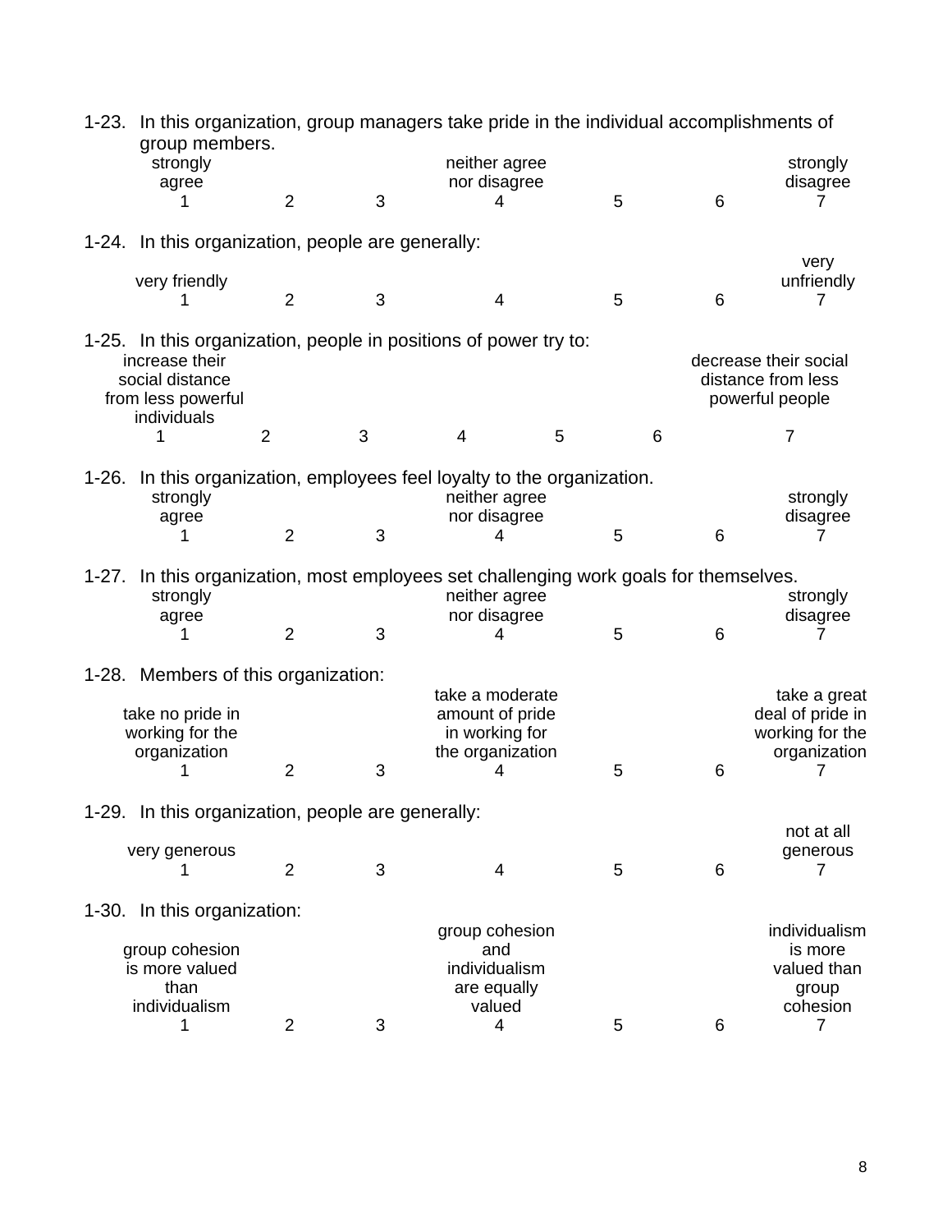1-23. In this organization, group managers take pride in the individual accomplishments of group members.

| strongly agree | | | neither agree nor disagree | | | strongly disagree |
|---|---|---|---|---|---|---|
| 1 | 2 | 3 | 4 | 5 | 6 | 7 |

1-24. In this organization, people are generally:

| very friendly | | | | | | very unfriendly |
|---|---|---|---|---|---|---|
| 1 | 2 | 3 | 4 | 5 | 6 | 7 |

1-25. In this organization, people in positions of power try to:

| increase their social distance from less powerful individuals | | | | | | decrease their social distance from less powerful people |
|---|---|---|---|---|---|---|
| 1 | 2 | 3 | 4 | 5 | 6 | 7 |

1-26. In this organization, employees feel loyalty to the organization.

| strongly agree | | | neither agree nor disagree | | | strongly disagree |
|---|---|---|---|---|---|---|
| 1 | 2 | 3 | 4 | 5 | 6 | 7 |

1-27. In this organization, most employees set challenging work goals for themselves.

| strongly agree | | | neither agree nor disagree | | | strongly disagree |
|---|---|---|---|---|---|---|
| 1 | 2 | 3 | 4 | 5 | 6 | 7 |

1-28. Members of this organization:

| take no pride in working for the organization | | | take a moderate amount of pride in working for the organization | | | take a great deal of pride in working for the organization |
|---|---|---|---|---|---|---|
| 1 | 2 | 3 | 4 | 5 | 6 | 7 |

1-29. In this organization, people are generally:

| very generous | | | | | | not at all generous |
|---|---|---|---|---|---|---|
| 1 | 2 | 3 | 4 | 5 | 6 | 7 |

1-30. In this organization:

| group cohesion is more valued than individualism | | | group cohesion and individualism are equally valued | | | individualism is more valued than group cohesion |
|---|---|---|---|---|---|---|
| 1 | 2 | 3 | 4 | 5 | 6 | 7 |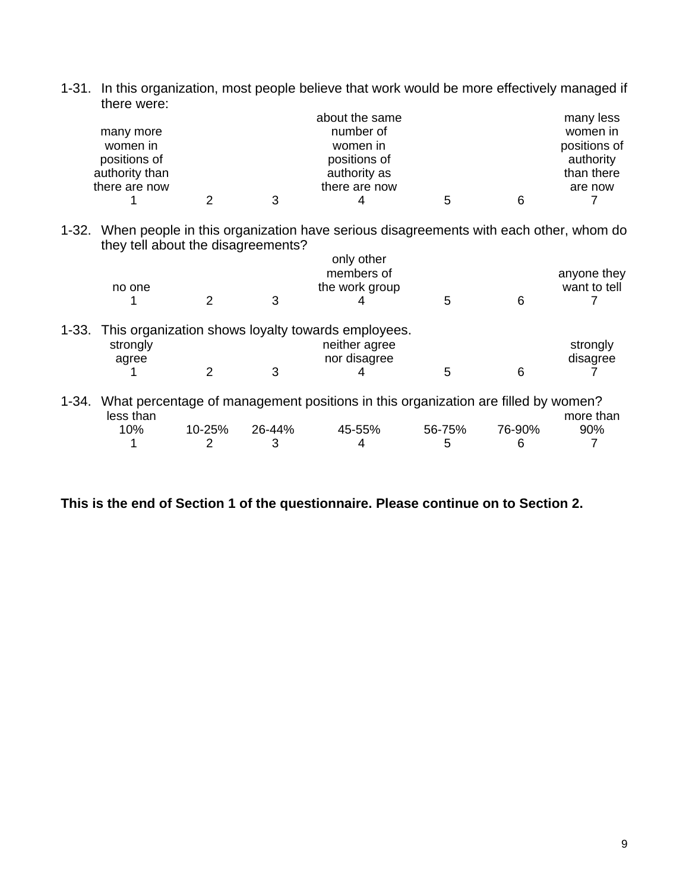1-31. In this organization, most people believe that work would be more effectively managed if there were:

| many more women in positions of authority than there are now | | | about the same number of women in positions of authority as there are now | | | many less women in positions of authority than there are now |
|---|---|---|---|---|---|---|
| 1 | 2 | 3 | 4 | 5 | 6 | 7 |

1-32. When people in this organization have serious disagreements with each other, whom do they tell about the disagreements?

| no one | | | only other members of the work group | | | anyone they want to tell |
|---|---|---|---|---|---|---|
| 1 | 2 | 3 | 4 | 5 | 6 | 7 |

1-33. This organization shows loyalty towards employees.

| strongly agree | | | neither agree nor disagree | | | strongly disagree |
|---|---|---|---|---|---|---|
| 1 | 2 | 3 | 4 | 5 | 6 | 7 |

1-34. What percentage of management positions in this organization are filled by women?

| less than 10% | 10-25% | 26-44% | 45-55% | 56-75% | 76-90% | more than 90% |
|---|---|---|---|---|---|---|
| 1 | 2 | 3 | 4 | 5 | 6 | 7 |

**This is the end of Section 1 of the questionnaire. Please continue on to Section 2.**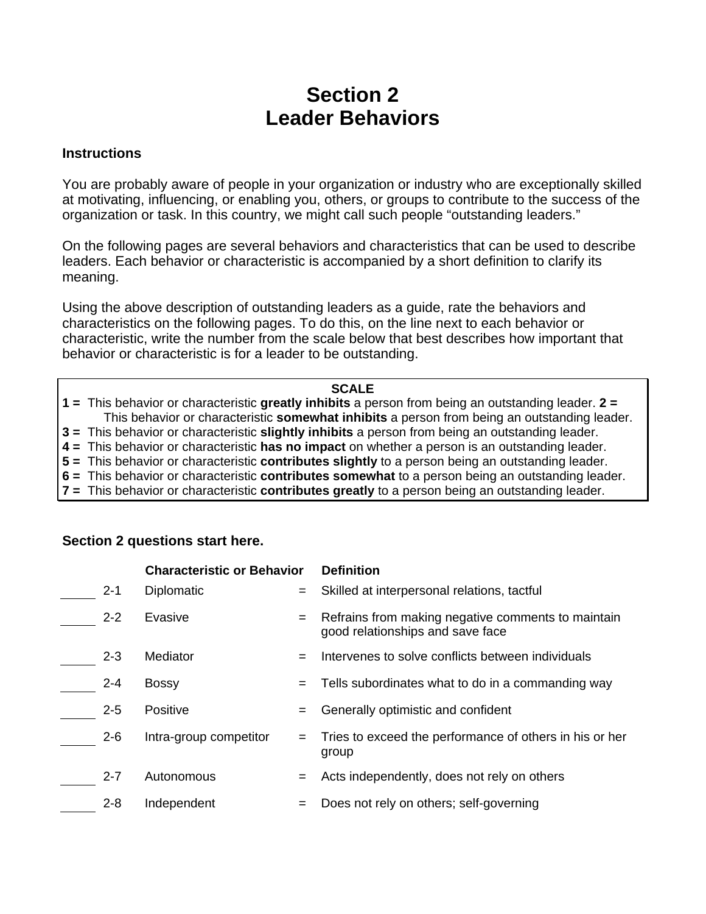# Section 2
# Leader Behaviors

**Instructions**

You are probably aware of people in your organization or industry who are exceptionally skilled at motivating, influencing, or enabling you, others, or groups to contribute to the success of the organization or task. In this country, we might call such people “outstanding leaders.”

On the following pages are several behaviors and characteristics that can be used to describe leaders. Each behavior or characteristic is accompanied by a short definition to clarify its meaning.

Using the above description of outstanding leaders as a guide, rate the behaviors and characteristics on the following pages. To do this, on the line next to each behavior or characteristic, write the number from the scale below that best describes how important that behavior or characteristic is for a leader to be outstanding.

**SCALE**

**1 =** This behavior or characteristic **greatly inhibits** a person from being an outstanding leader.
**2 =** This behavior or characteristic **somewhat inhibits** a person from being an outstanding leader.
**3 =** This behavior or characteristic **slightly inhibits** a person from being an outstanding leader.
**4 =** This behavior or characteristic **has no impact** on whether a person is an outstanding leader.
**5 =** This behavior or characteristic **contributes slightly** to a person being an outstanding leader.
**6 =** This behavior or characteristic **contributes somewhat** to a person being an outstanding leader.
**7 =** This behavior or characteristic **contributes greatly** to a person being an outstanding leader.

**Section 2 questions start here.**

| | | **Characteristic or Behavior** | | **Definition** |
|---|---|---|---|---|
| _____ | 2-1 | Diplomatic | = | Skilled at interpersonal relations, tactful |
| _____ | 2-2 | Evasive | = | Refrains from making negative comments to maintain good relationships and save face |
| _____ | 2-3 | Mediator | = | Intervenes to solve conflicts between individuals |
| _____ | 2-4 | Bossy | = | Tells subordinates what to do in a commanding way |
| _____ | 2-5 | Positive | = | Generally optimistic and confident |
| _____ | 2-6 | Intra-group competitor | = | Tries to exceed the performance of others in his or her group |
| _____ | 2-7 | Autonomous | = | Acts independently, does not rely on others |
| _____ | 2-8 | Independent | = | Does not rely on others; self-governing |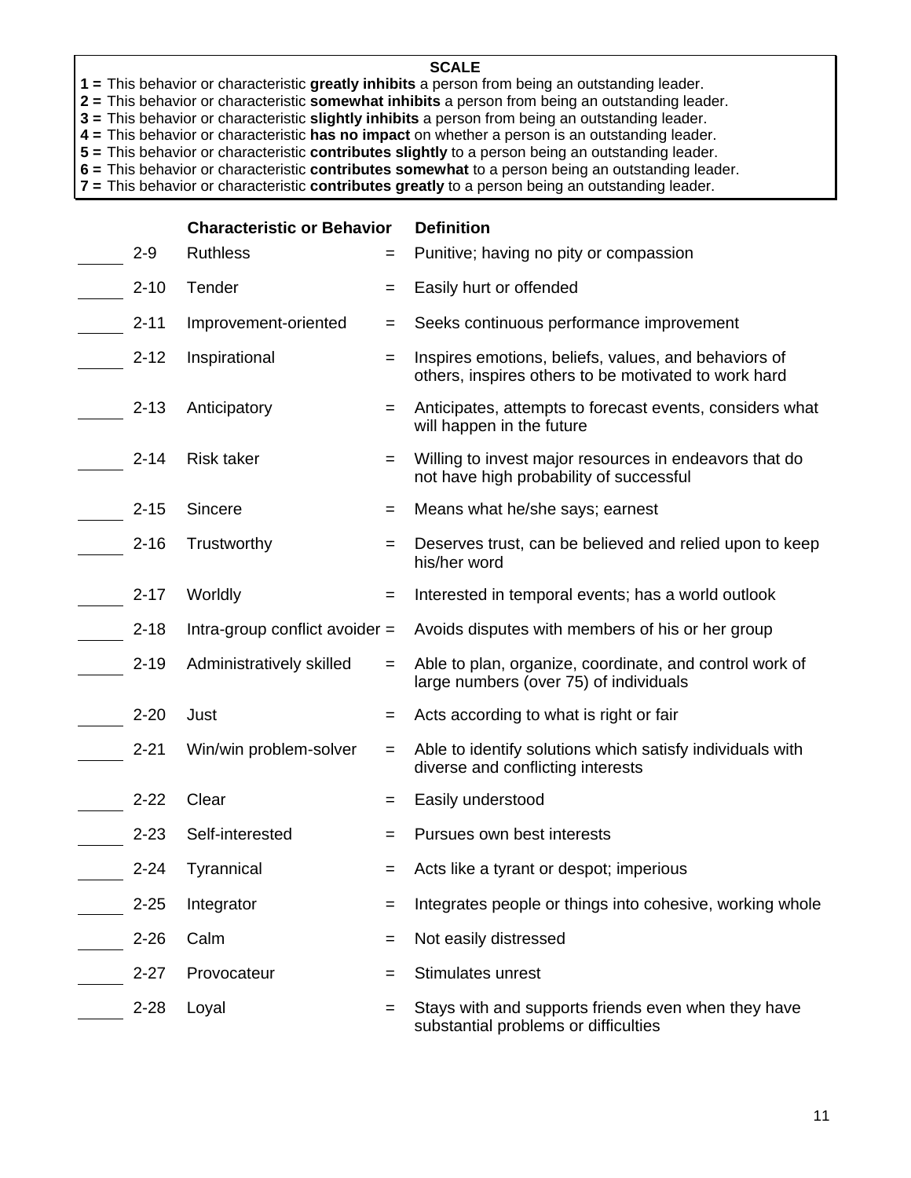**SCALE**

**1 =** This behavior or characteristic **greatly inhibits** a person from being an outstanding leader.
**2 =** This behavior or characteristic **somewhat inhibits** a person from being an outstanding leader.
**3 =** This behavior or characteristic **slightly inhibits** a person from being an outstanding leader.
**4 =** This behavior or characteristic **has no impact** on whether a person is an outstanding leader.
**5 =** This behavior or characteristic **contributes slightly** to a person being an outstanding leader.
**6 =** This behavior or characteristic **contributes somewhat** to a person being an outstanding leader.
**7 =** This behavior or characteristic **contributes greatly** to a person being an outstanding leader.

| | | **Characteristic or Behavior** | | **Definition** |
|---|---|---|---|---|
| _____ | 2-9 | Ruthless | = | Punitive; having no pity or compassion |
| _____ | 2-10 | Tender | = | Easily hurt or offended |
| _____ | 2-11 | Improvement-oriented | = | Seeks continuous performance improvement |
| _____ | 2-12 | Inspirational | = | Inspires emotions, beliefs, values, and behaviors of others, inspires others to be motivated to work hard |
| _____ | 2-13 | Anticipatory | = | Anticipates, attempts to forecast events, considers what will happen in the future |
| _____ | 2-14 | Risk taker | = | Willing to invest major resources in endeavors that do not have high probability of successful |
| _____ | 2-15 | Sincere | = | Means what he/she says; earnest |
| _____ | 2-16 | Trustworthy | = | Deserves trust, can be believed and relied upon to keep his/her word |
| _____ | 2-17 | Worldly | = | Interested in temporal events; has a world outlook |
| _____ | 2-18 | Intra-group conflict avoider | = | Avoids disputes with members of his or her group |
| _____ | 2-19 | Administratively skilled | = | Able to plan, organize, coordinate, and control work of large numbers (over 75) of individuals |
| _____ | 2-20 | Just | = | Acts according to what is right or fair |
| _____ | 2-21 | Win/win problem-solver | = | Able to identify solutions which satisfy individuals with diverse and conflicting interests |
| _____ | 2-22 | Clear | = | Easily understood |
| _____ | 2-23 | Self-interested | = | Pursues own best interests |
| _____ | 2-24 | Tyrannical | = | Acts like a tyrant or despot; imperious |
| _____ | 2-25 | Integrator | = | Integrates people or things into cohesive, working whole |
| _____ | 2-26 | Calm | = | Not easily distressed |
| _____ | 2-27 | Provocateur | = | Stimulates unrest |
| _____ | 2-28 | Loyal | = | Stays with and supports friends even when they have substantial problems or difficulties |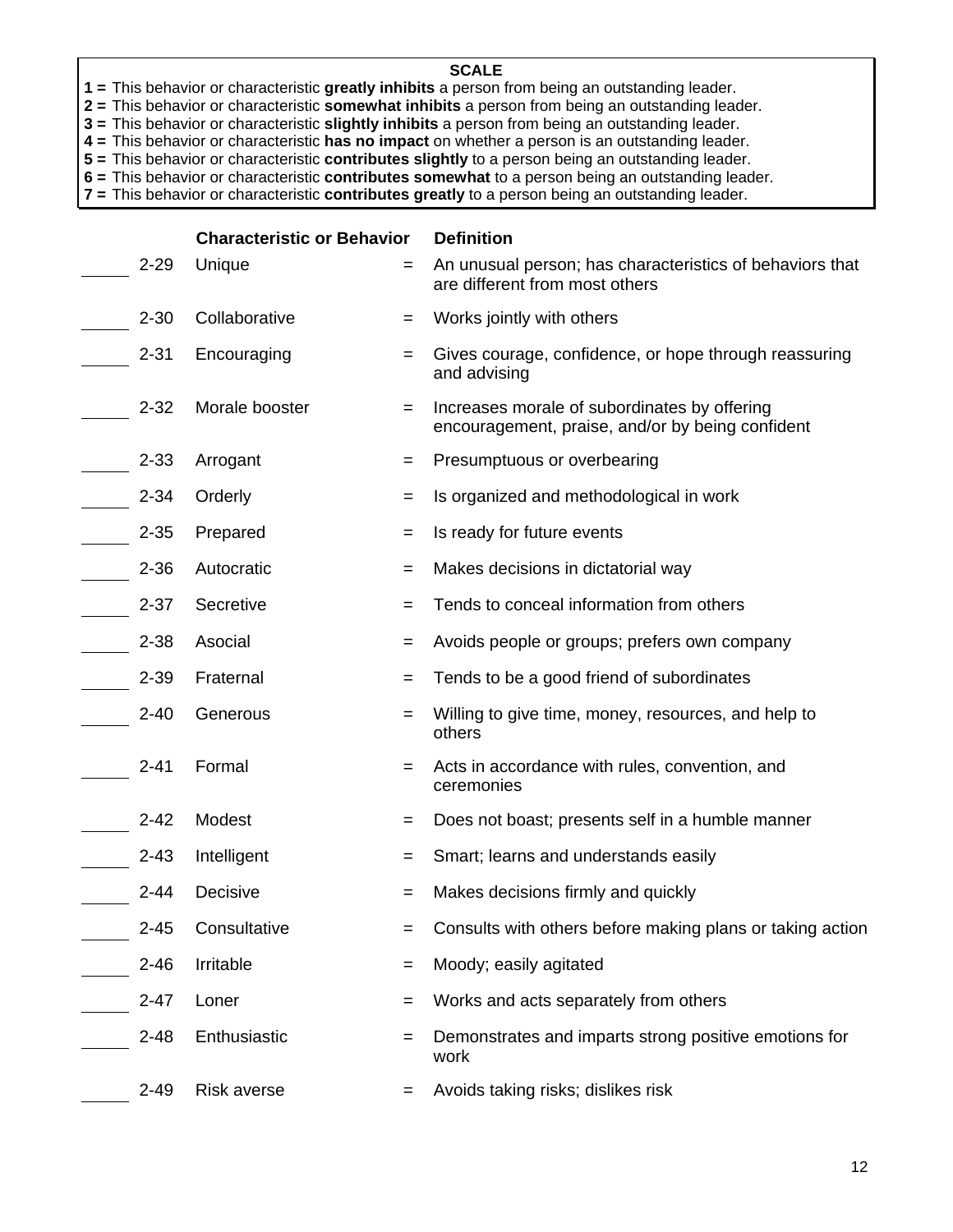**SCALE**

**1 =** This behavior or characteristic **greatly inhibits** a person from being an outstanding leader.
**2 =** This behavior or characteristic **somewhat inhibits** a person from being an outstanding leader.
**3 =** This behavior or characteristic **slightly inhibits** a person from being an outstanding leader.
**4 =** This behavior or characteristic **has no impact** on whether a person is an outstanding leader.
**5 =** This behavior or characteristic **contributes slightly** to a person being an outstanding leader.
**6 =** This behavior or characteristic **contributes somewhat** to a person being an outstanding leader.
**7 =** This behavior or characteristic **contributes greatly** to a person being an outstanding leader.

| | | **Characteristic or Behavior** | | **Definition** |
|---|---|---|---|---|
| _____ | 2-29 | Unique | = | An unusual person; has characteristics of behaviors that are different from most others |
| _____ | 2-30 | Collaborative | = | Works jointly with others |
| _____ | 2-31 | Encouraging | = | Gives courage, confidence, or hope through reassuring and advising |
| _____ | 2-32 | Morale booster | = | Increases morale of subordinates by offering encouragement, praise, and/or by being confident |
| _____ | 2-33 | Arrogant | = | Presumptuous or overbearing |
| _____ | 2-34 | Orderly | = | Is organized and methodological in work |
| _____ | 2-35 | Prepared | = | Is ready for future events |
| _____ | 2-36 | Autocratic | = | Makes decisions in dictatorial way |
| _____ | 2-37 | Secretive | = | Tends to conceal information from others |
| _____ | 2-38 | Asocial | = | Avoids people or groups; prefers own company |
| _____ | 2-39 | Fraternal | = | Tends to be a good friend of subordinates |
| _____ | 2-40 | Generous | = | Willing to give time, money, resources, and help to others |
| _____ | 2-41 | Formal | = | Acts in accordance with rules, convention, and ceremonies |
| _____ | 2-42 | Modest | = | Does not boast; presents self in a humble manner |
| _____ | 2-43 | Intelligent | = | Smart; learns and understands easily |
| _____ | 2-44 | Decisive | = | Makes decisions firmly and quickly |
| _____ | 2-45 | Consultative | = | Consults with others before making plans or taking action |
| _____ | 2-46 | Irritable | = | Moody; easily agitated |
| _____ | 2-47 | Loner | = | Works and acts separately from others |
| _____ | 2-48 | Enthusiastic | = | Demonstrates and imparts strong positive emotions for work |
| _____ | 2-49 | Risk averse | = | Avoids taking risks; dislikes risk |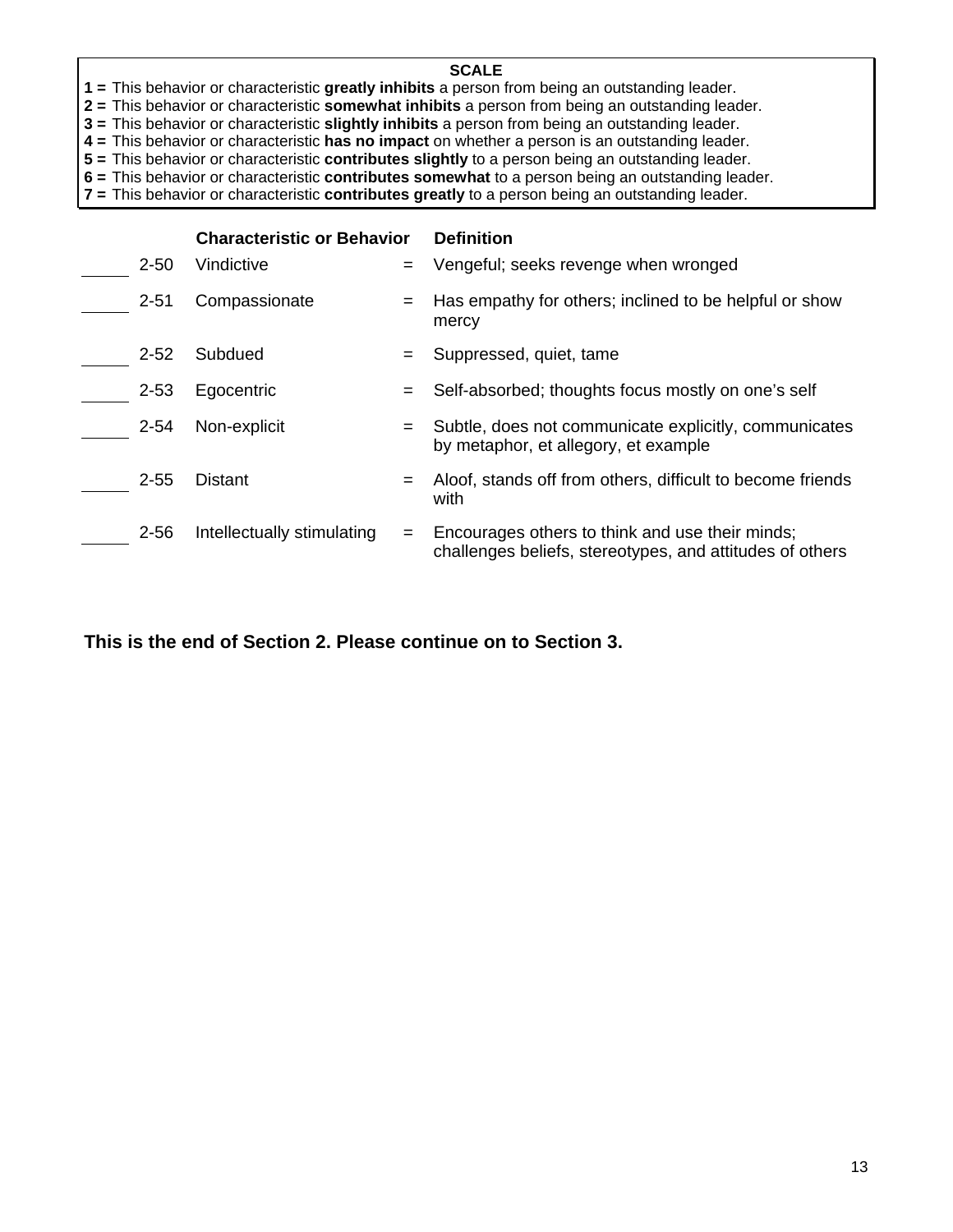**SCALE**

**1 =** This behavior or characteristic **greatly inhibits** a person from being an outstanding leader.
**2 =** This behavior or characteristic **somewhat inhibits** a person from being an outstanding leader.
**3 =** This behavior or characteristic **slightly inhibits** a person from being an outstanding leader.
**4 =** This behavior or characteristic **has no impact** on whether a person is an outstanding leader.
**5 =** This behavior or characteristic **contributes slightly** to a person being an outstanding leader.
**6 =** This behavior or characteristic **contributes somewhat** to a person being an outstanding leader.
**7 =** This behavior or characteristic **contributes greatly** to a person being an outstanding leader.

| | | **Characteristic or Behavior** | | **Definition** |
|---|---|---|---|---|
| _____ | 2-50 | Vindictive | = | Vengeful; seeks revenge when wronged |
| _____ | 2-51 | Compassionate | = | Has empathy for others; inclined to be helpful or show mercy |
| _____ | 2-52 | Subdued | = | Suppressed, quiet, tame |
| _____ | 2-53 | Egocentric | = | Self-absorbed; thoughts focus mostly on one's self |
| _____ | 2-54 | Non-explicit | = | Subtle, does not communicate explicitly, communicates by metaphor, et allegory, et example |
| _____ | 2-55 | Distant | = | Aloof, stands off from others, difficult to become friends with |
| _____ | 2-56 | Intellectually stimulating | = | Encourages others to think and use their minds; challenges beliefs, stereotypes, and attitudes of others |

**This is the end of Section 2. Please continue on to Section 3.**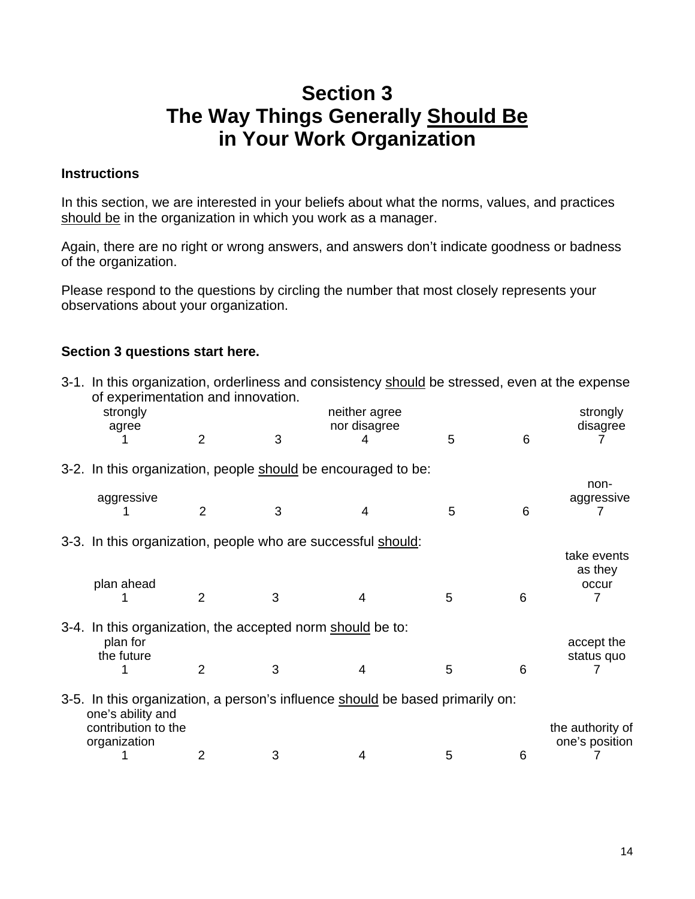# Section 3
# The Way Things Generally Should Be in Your Work Organization

**Instructions**

In this section, we are interested in your beliefs about what the norms, values, and practices should be in the organization in which you work as a manager.

Again, there are no right or wrong answers, and answers don't indicate goodness or badness of the organization.

Please respond to the questions by circling the number that most closely represents your observations about your organization.

**Section 3 questions start here.**

3-1. In this organization, orderliness and consistency should be stressed, even at the expense of experimentation and innovation.

| strongly agree | | | neither agree nor disagree | | | strongly disagree |
|---|---|---|---|---|---|---|
| 1 | 2 | 3 | 4 | 5 | 6 | 7 |

3-2. In this organization, people should be encouraged to be:

| aggressive | | | | | | non-aggressive |
|---|---|---|---|---|---|---|
| 1 | 2 | 3 | 4 | 5 | 6 | 7 |

3-3. In this organization, people who are successful should:

| plan ahead | | | | | | take events as they occur |
|---|---|---|---|---|---|---|
| 1 | 2 | 3 | 4 | 5 | 6 | 7 |

3-4. In this organization, the accepted norm should be to:

| plan for the future | | | | | | accept the status quo |
|---|---|---|---|---|---|---|
| 1 | 2 | 3 | 4 | 5 | 6 | 7 |

3-5. In this organization, a person's influence should be based primarily on:

| one's ability and contribution to the organization | | | | | | the authority of one's position |
|---|---|---|---|---|---|---|
| 1 | 2 | 3 | 4 | 5 | 6 | 7 |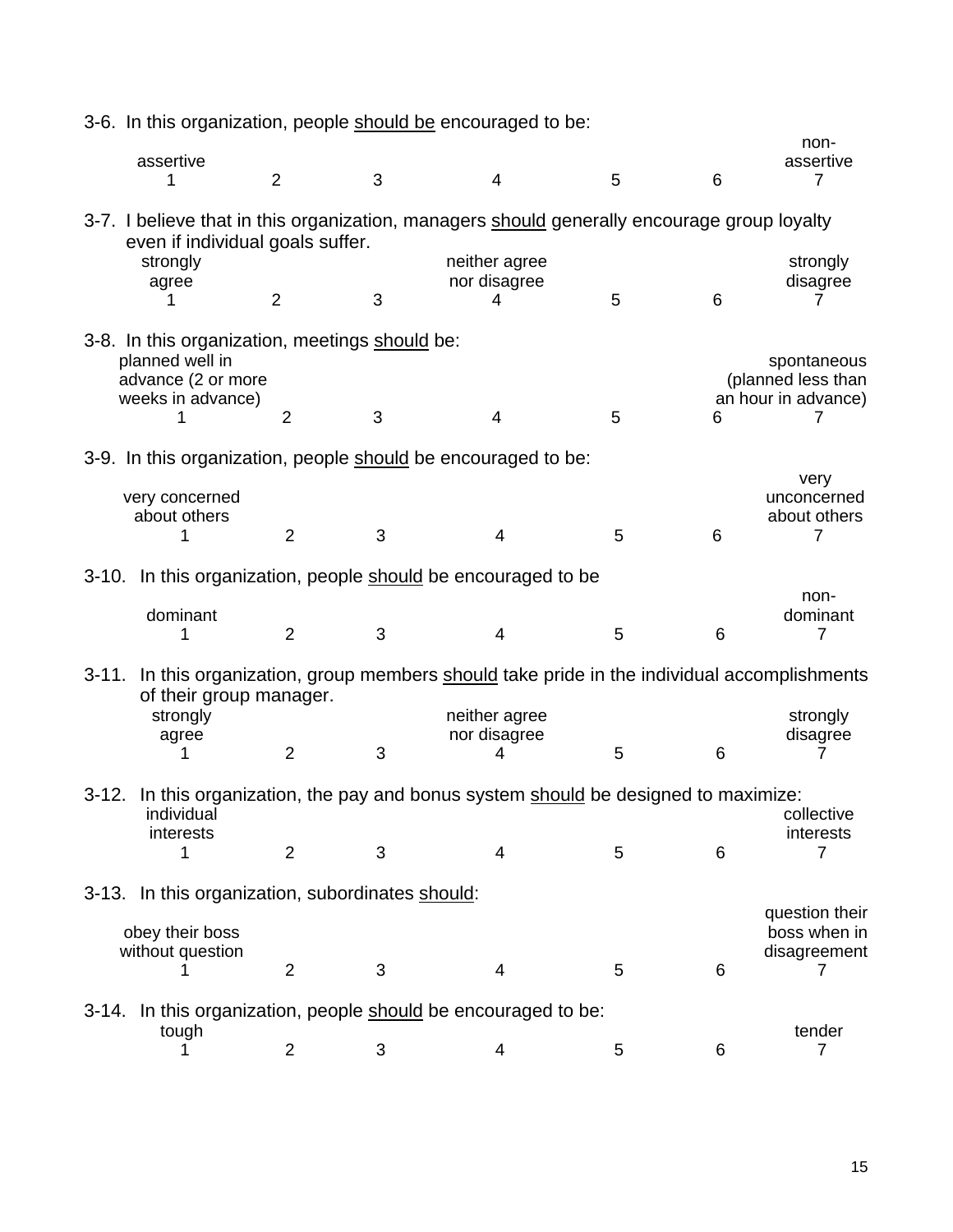3-6. In this organization, people should be encouraged to be:

| assertive | | | | | | non-assertive |
|---|---|---|---|---|---|---|
| 1 | 2 | 3 | 4 | 5 | 6 | 7 |

3-7. I believe that in this organization, managers should generally encourage group loyalty even if individual goals suffer.

| strongly agree | | | neither agree nor disagree | | | strongly disagree |
|---|---|---|---|---|---|---|
| 1 | 2 | 3 | 4 | 5 | 6 | 7 |

3-8. In this organization, meetings should be:

| planned well in advance (2 or more weeks in advance) | | | | | | spontaneous (planned less than an hour in advance) |
|---|---|---|---|---|---|---|
| 1 | 2 | 3 | 4 | 5 | 6 | 7 |

3-9. In this organization, people should be encouraged to be:

| very concerned about others | | | | | | very unconcerned about others |
|---|---|---|---|---|---|---|
| 1 | 2 | 3 | 4 | 5 | 6 | 7 |

3-10. In this organization, people should be encouraged to be

| dominant | | | | | | non-dominant |
|---|---|---|---|---|---|---|
| 1 | 2 | 3 | 4 | 5 | 6 | 7 |

3-11. In this organization, group members should take pride in the individual accomplishments of their group manager.

| strongly agree | | | neither agree nor disagree | | | strongly disagree |
|---|---|---|---|---|---|---|
| 1 | 2 | 3 | 4 | 5 | 6 | 7 |

3-12. In this organization, the pay and bonus system should be designed to maximize:

| individual interests | | | | | | collective interests |
|---|---|---|---|---|---|---|
| 1 | 2 | 3 | 4 | 5 | 6 | 7 |

3-13. In this organization, subordinates should:

| obey their boss without question | | | | | | question their boss when in disagreement |
|---|---|---|---|---|---|---|
| 1 | 2 | 3 | 4 | 5 | 6 | 7 |

3-14. In this organization, people should be encouraged to be:

| tough | | | | | | tender |
|---|---|---|---|---|---|---|
| 1 | 2 | 3 | 4 | 5 | 6 | 7 |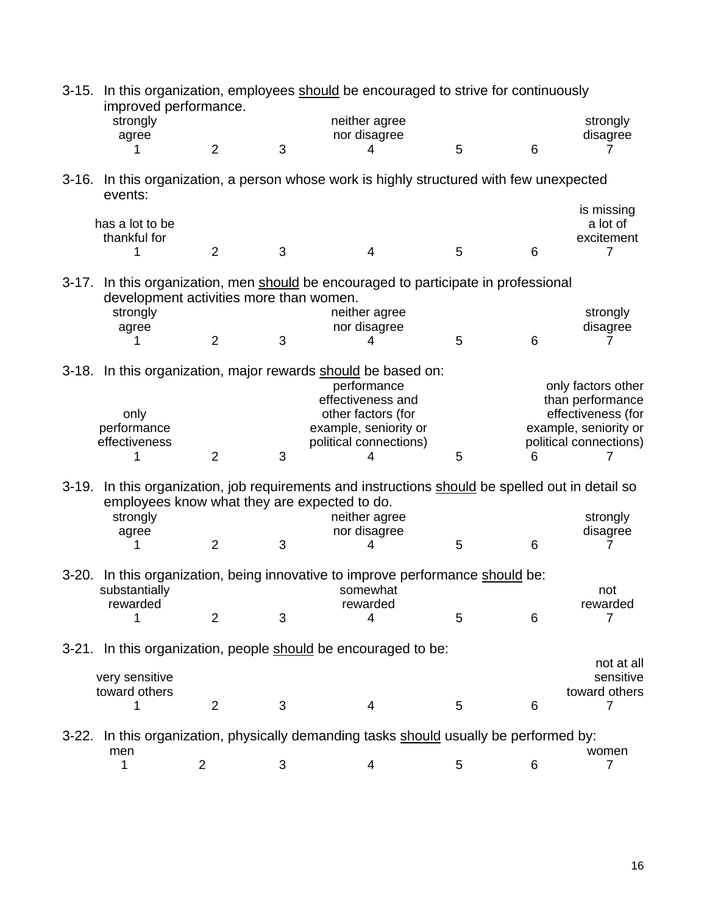3-15. In this organization, employees <u>should</u> be encouraged to strive for continuously improved performance.

| strongly agree | | | neither agree nor disagree | | | strongly disagree |
|---|---|---|---|---|---|---|
| 1 | 2 | 3 | 4 | 5 | 6 | 7 |

3-16. In this organization, a person whose work is highly structured with few unexpected events:

| has a lot to be thankful for | | | | | | is missing a lot of excitement |
|---|---|---|---|---|---|---|
| 1 | 2 | 3 | 4 | 5 | 6 | 7 |

3-17. In this organization, men <u>should</u> be encouraged to participate in professional development activities more than women.

| strongly agree | | | neither agree nor disagree | | | strongly disagree |
|---|---|---|---|---|---|---|
| 1 | 2 | 3 | 4 | 5 | 6 | 7 |

3-18. In this organization, major rewards <u>should</u> be based on:

| only performance effectiveness | | | performance effectiveness and other factors (for example, seniority or political connections) | | | only factors other than performance effectiveness (for example, seniority or political connections) |
|---|---|---|---|---|---|---|
| 1 | 2 | 3 | 4 | 5 | 6 | 7 |

3-19. In this organization, job requirements and instructions <u>should</u> be spelled out in detail so employees know what they are expected to do.

| strongly agree | | | neither agree nor disagree | | | strongly disagree |
|---|---|---|---|---|---|---|
| 1 | 2 | 3 | 4 | 5 | 6 | 7 |

3-20. In this organization, being innovative to improve performance <u>should</u> be:

| substantially rewarded | | | somewhat rewarded | | | not rewarded |
|---|---|---|---|---|---|---|
| 1 | 2 | 3 | 4 | 5 | 6 | 7 |

3-21. In this organization, people <u>should</u> be encouraged to be:

| very sensitive toward others | | | | | | not at all sensitive toward others |
|---|---|---|---|---|---|---|
| 1 | 2 | 3 | 4 | 5 | 6 | 7 |

3-22. In this organization, physically demanding tasks <u>should</u> usually be performed by:

| men | | | | | | women |
|---|---|---|---|---|---|---|
| 1 | 2 | 3 | 4 | 5 | 6 | 7 |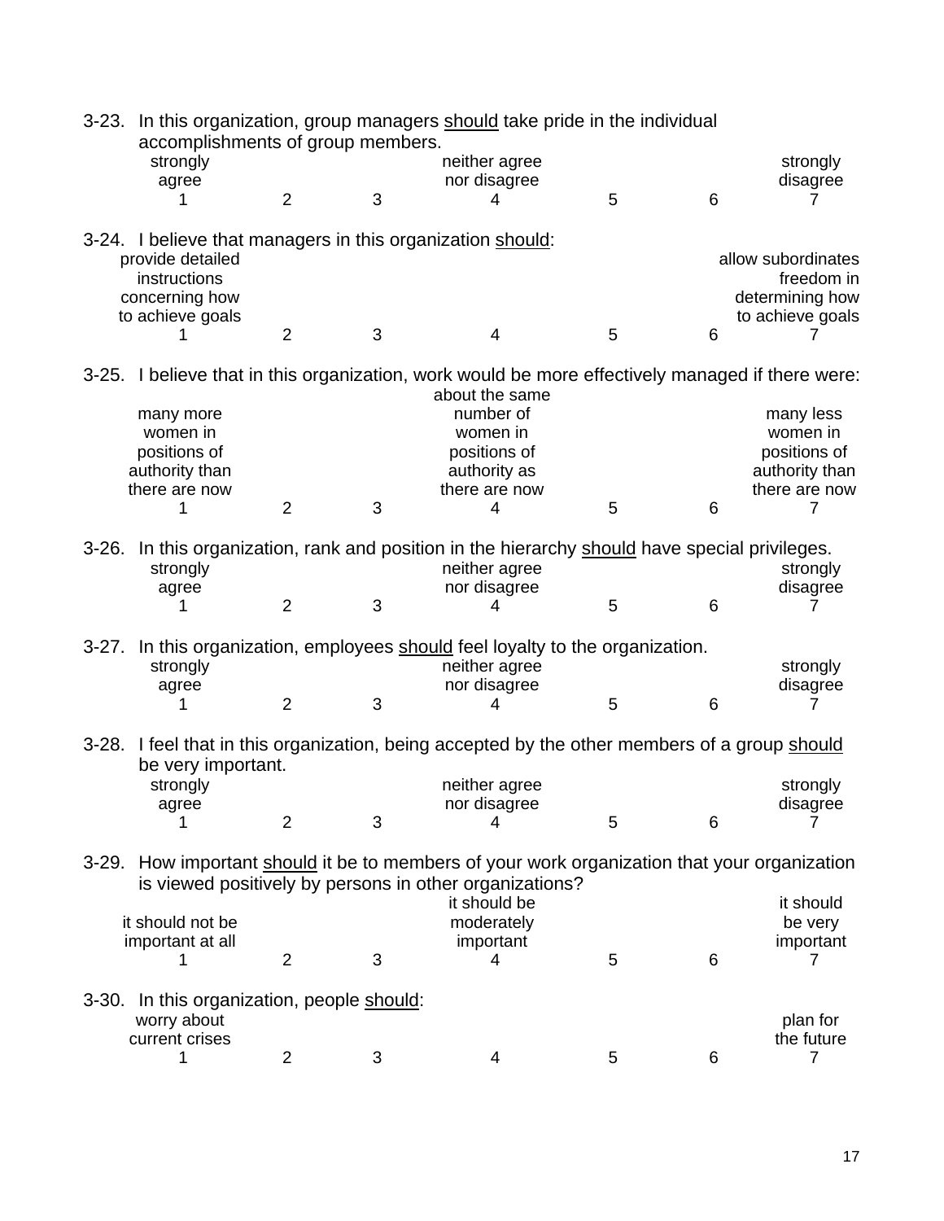3-23. In this organization, group managers <u>should</u> take pride in the individual accomplishments of group members.

| strongly agree | | | neither agree nor disagree | | | strongly disagree |
|---|---|---|---|---|---|---|
| 1 | 2 | 3 | 4 | 5 | 6 | 7 |

3-24. I believe that managers in this organization <u>should</u>:

| provide detailed instructions concerning how to achieve goals | | | | | | allow subordinates freedom in determining how to achieve goals |
|---|---|---|---|---|---|---|
| 1 | 2 | 3 | 4 | 5 | 6 | 7 |

3-25. I believe that in this organization, work would be more effectively managed if there were:

| many more women in positions of authority than there are now | | | about the same number of women in positions of authority as there are now | | | many less women in positions of authority than there are now |
|---|---|---|---|---|---|---|
| 1 | 2 | 3 | 4 | 5 | 6 | 7 |

3-26. In this organization, rank and position in the hierarchy <u>should</u> have special privileges.

| strongly agree | | | neither agree nor disagree | | | strongly disagree |
|---|---|---|---|---|---|---|
| 1 | 2 | 3 | 4 | 5 | 6 | 7 |

3-27. In this organization, employees <u>should</u> feel loyalty to the organization.

| strongly agree | | | neither agree nor disagree | | | strongly disagree |
|---|---|---|---|---|---|---|
| 1 | 2 | 3 | 4 | 5 | 6 | 7 |

3-28. I feel that in this organization, being accepted by the other members of a group <u>should</u> be very important.

| strongly agree | | | neither agree nor disagree | | | strongly disagree |
|---|---|---|---|---|---|---|
| 1 | 2 | 3 | 4 | 5 | 6 | 7 |

3-29. How important <u>should</u> it be to members of your work organization that your organization is viewed positively by persons in other organizations?

| it should not be important at all | | | it should be moderately important | | | it should be very important |
|---|---|---|---|---|---|---|
| 1 | 2 | 3 | 4 | 5 | 6 | 7 |

3-30. In this organization, people <u>should</u>:

| worry about current crises | | | | | | plan for the future |
|---|---|---|---|---|---|---|
| 1 | 2 | 3 | 4 | 5 | 6 | 7 |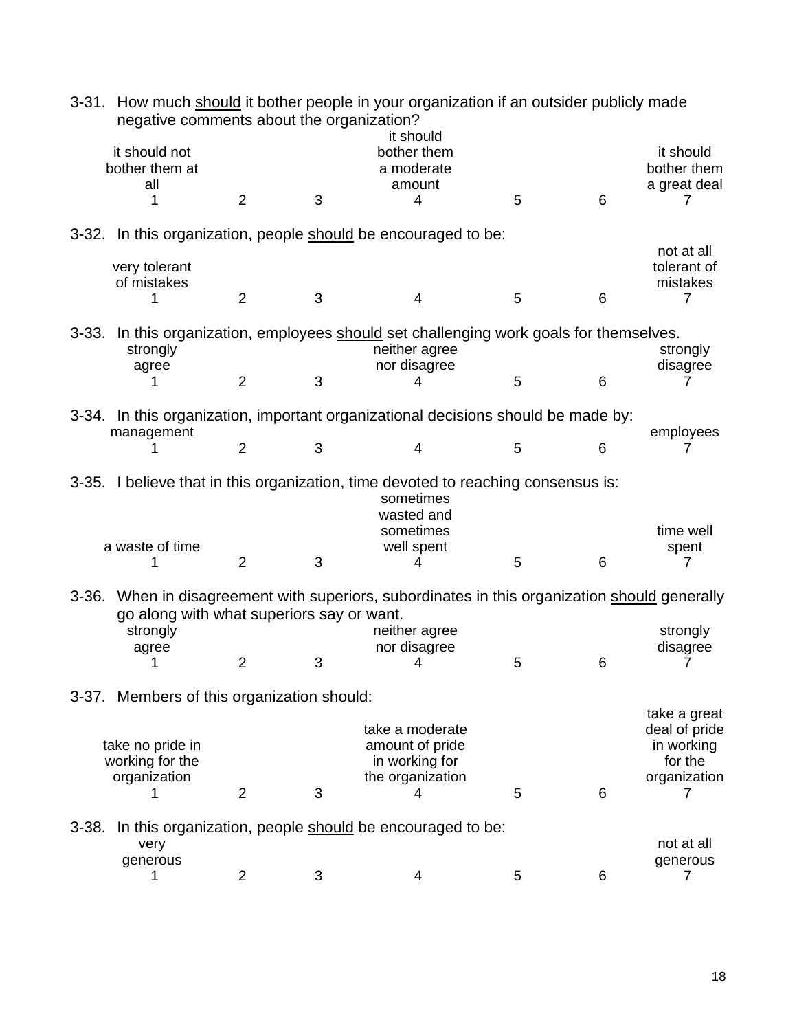3-31. How much <u>should</u> it bother people in your organization if an outsider publicly made negative comments about the organization?

| it should not bother them at all | | | it should bother them a moderate amount | | | it should bother them a great deal |
|---|---|---|---|---|---|---|
| 1 | 2 | 3 | 4 | 5 | 6 | 7 |

3-32. In this organization, people <u>should</u> be encouraged to be:

| very tolerant of mistakes | | | | | | not at all tolerant of mistakes |
|---|---|---|---|---|---|---|
| 1 | 2 | 3 | 4 | 5 | 6 | 7 |

3-33. In this organization, employees <u>should</u> set challenging work goals for themselves.

| strongly agree | | | neither agree nor disagree | | | strongly disagree |
|---|---|---|---|---|---|---|
| 1 | 2 | 3 | 4 | 5 | 6 | 7 |

3-34. In this organization, important organizational decisions <u>should</u> be made by:

| management | | | | | | employees |
|---|---|---|---|---|---|---|
| 1 | 2 | 3 | 4 | 5 | 6 | 7 |

3-35. I believe that in this organization, time devoted to reaching consensus is:

| a waste of time | | | sometimes wasted and sometimes well spent | | | time well spent |
|---|---|---|---|---|---|---|
| 1 | 2 | 3 | 4 | 5 | 6 | 7 |

3-36. When in disagreement with superiors, subordinates in this organization <u>should</u> generally go along with what superiors say or want.

| strongly agree | | | neither agree nor disagree | | | strongly disagree |
|---|---|---|---|---|---|---|
| 1 | 2 | 3 | 4 | 5 | 6 | 7 |

3-37. Members of this organization should:

| take no pride in working for the organization | | | take a moderate amount of pride in working for the organization | | | take a great deal of pride in working for the organization |
|---|---|---|---|---|---|---|
| 1 | 2 | 3 | 4 | 5 | 6 | 7 |

3-38. In this organization, people <u>should</u> be encouraged to be:

| very generous | | | | | | not at all generous |
|---|---|---|---|---|---|---|
| 1 | 2 | 3 | 4 | 5 | 6 | 7 |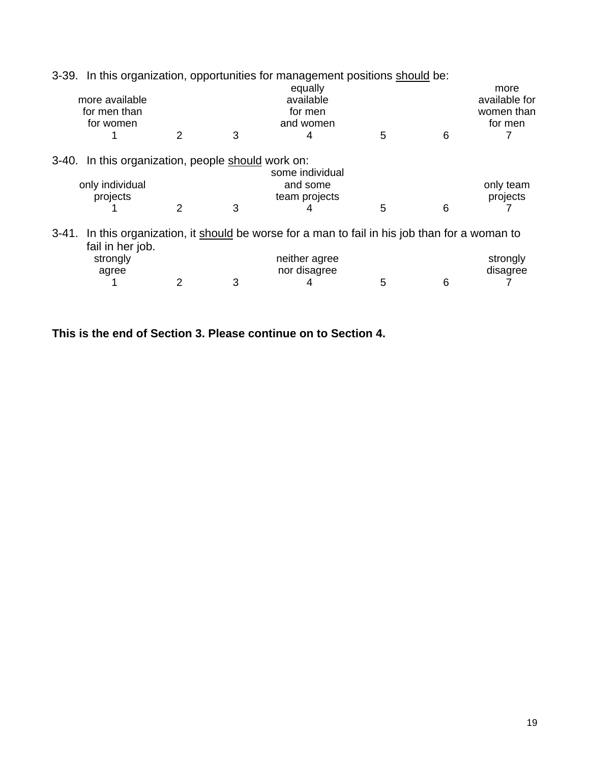3-39. In this organization, opportunities for management positions <u>should</u> be:

| more available for men than for women | | | equally available for men and women | | | more available for women than for men |
|---|---|---|---|---|---|---|
| 1 | 2 | 3 | 4 | 5 | 6 | 7 |

3-40. In this organization, people <u>should</u> work on:

| only individual projects | | | some individual and some team projects | | | only team projects |
|---|---|---|---|---|---|---|
| 1 | 2 | 3 | 4 | 5 | 6 | 7 |

3-41. In this organization, it <u>should</u> be worse for a man to fail in his job than for a woman to fail in her job.

| strongly agree | | | neither agree nor disagree | | | strongly disagree |
|---|---|---|---|---|---|---|
| 1 | 2 | 3 | 4 | 5 | 6 | 7 |

**This is the end of Section 3. Please continue on to Section 4.**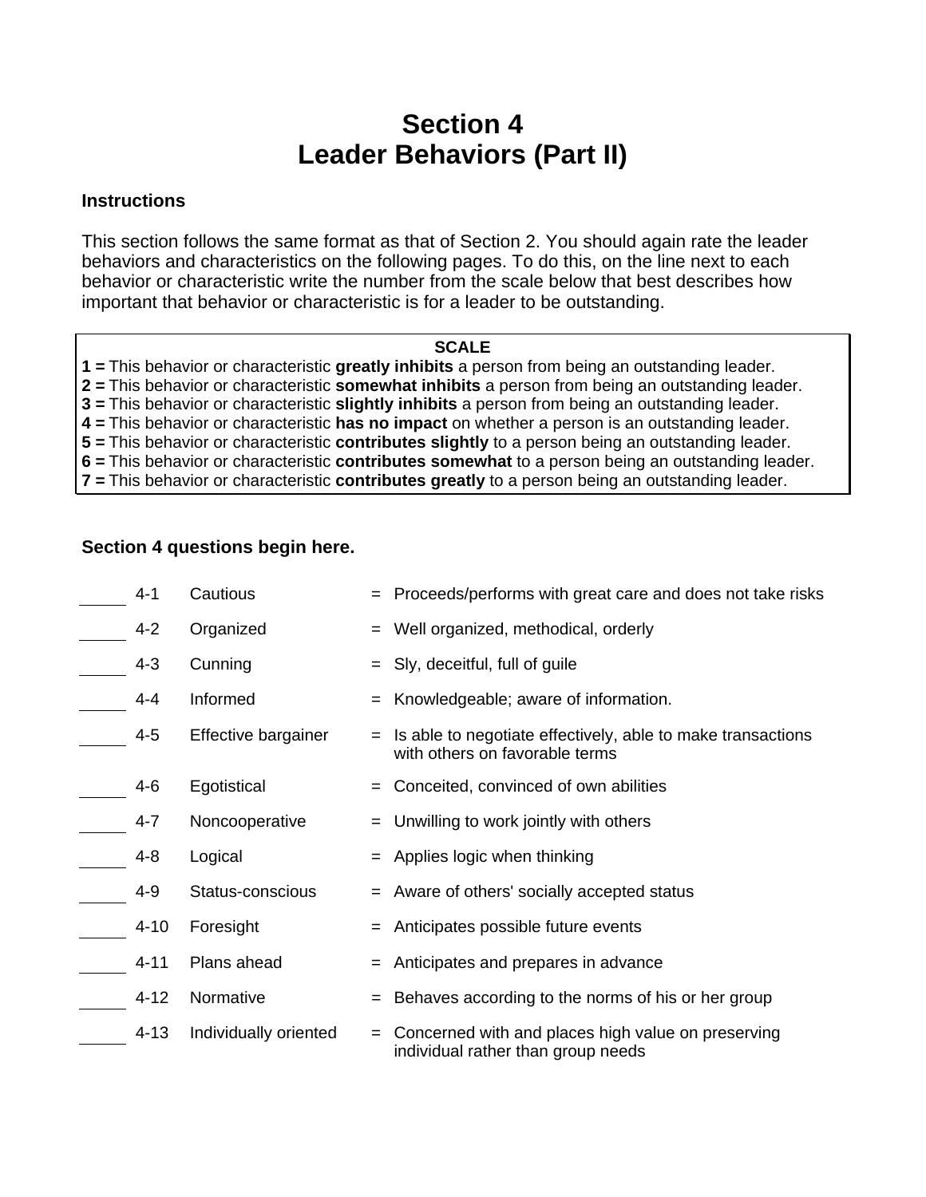# Section 4
# Leader Behaviors (Part II)

**Instructions**

This section follows the same format as that of Section 2. You should again rate the leader behaviors and characteristics on the following pages. To do this, on the line next to each behavior or characteristic write the number from the scale below that best describes how important that behavior or characteristic is for a leader to be outstanding.

**SCALE**

**1 =** This behavior or characteristic **greatly inhibits** a person from being an outstanding leader.
**2 =** This behavior or characteristic **somewhat inhibits** a person from being an outstanding leader.
**3 =** This behavior or characteristic **slightly inhibits** a person from being an outstanding leader.
**4 =** This behavior or characteristic **has no impact** on whether a person is an outstanding leader.
**5 =** This behavior or characteristic **contributes slightly** to a person being an outstanding leader.
**6 =** This behavior or characteristic **contributes somewhat** to a person being an outstanding leader.
**7 =** This behavior or characteristic **contributes greatly** to a person being an outstanding leader.

**Section 4 questions begin here.**

| | | | | |
|---|---|---|---|---|
| _____ | 4-1 | Cautious | = | Proceeds/performs with great care and does not take risks |
| _____ | 4-2 | Organized | = | Well organized, methodical, orderly |
| _____ | 4-3 | Cunning | = | Sly, deceitful, full of guile |
| _____ | 4-4 | Informed | = | Knowledgeable; aware of information. |
| _____ | 4-5 | Effective bargainer | = | Is able to negotiate effectively, able to make transactions with others on favorable terms |
| _____ | 4-6 | Egotistical | = | Conceited, convinced of own abilities |
| _____ | 4-7 | Noncooperative | = | Unwilling to work jointly with others |
| _____ | 4-8 | Logical | = | Applies logic when thinking |
| _____ | 4-9 | Status-conscious | = | Aware of others' socially accepted status |
| _____ | 4-10 | Foresight | = | Anticipates possible future events |
| _____ | 4-11 | Plans ahead | = | Anticipates and prepares in advance |
| _____ | 4-12 | Normative | = | Behaves according to the norms of his or her group |
| _____ | 4-13 | Individually oriented | = | Concerned with and places high value on preserving individual rather than group needs |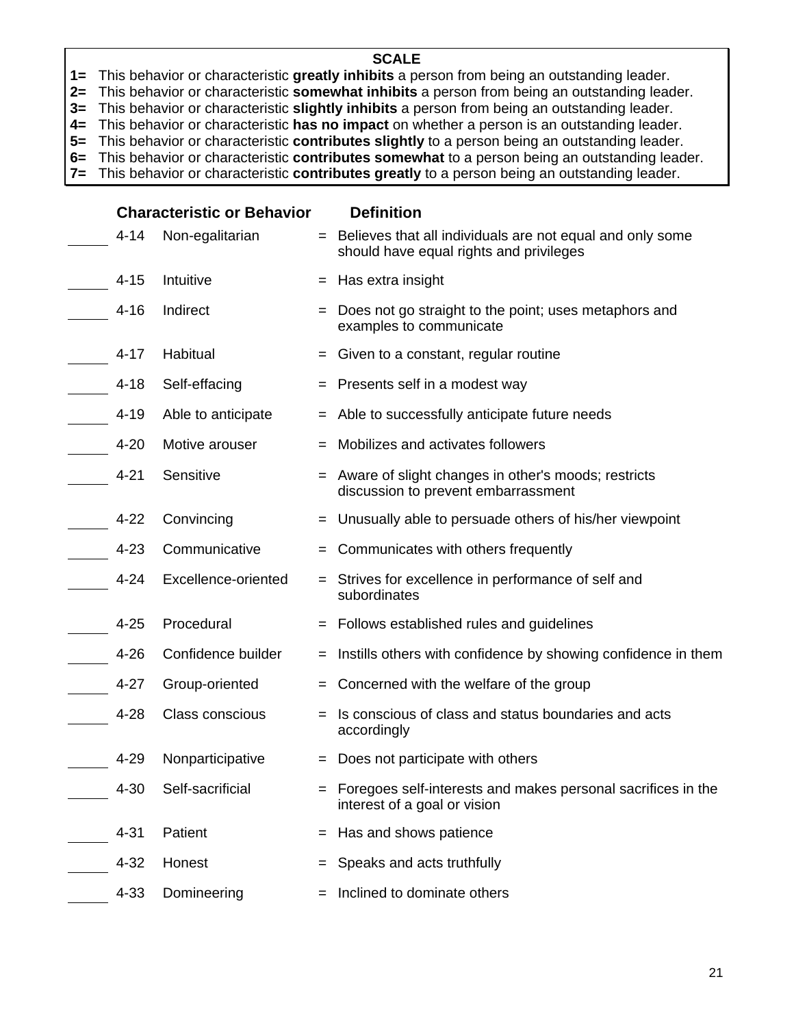**SCALE**

**1=** This behavior or characteristic **greatly inhibits** a person from being an outstanding leader.
**2=** This behavior or characteristic **somewhat inhibits** a person from being an outstanding leader.
**3=** This behavior or characteristic **slightly inhibits** a person from being an outstanding leader.
**4=** This behavior or characteristic **has no impact** on whether a person is an outstanding leader.
**5=** This behavior or characteristic **contributes slightly** to a person being an outstanding leader.
**6=** This behavior or characteristic **contributes somewhat** to a person being an outstanding leader.
**7=** This behavior or characteristic **contributes greatly** to a person being an outstanding leader.

| | | Characteristic or Behavior | | Definition |
|---|---|---|---|---|
| _____ | 4-14 | Non-egalitarian | = | Believes that all individuals are not equal and only some should have equal rights and privileges |
| _____ | 4-15 | Intuitive | = | Has extra insight |
| _____ | 4-16 | Indirect | = | Does not go straight to the point; uses metaphors and examples to communicate |
| _____ | 4-17 | Habitual | = | Given to a constant, regular routine |
| _____ | 4-18 | Self-effacing | = | Presents self in a modest way |
| _____ | 4-19 | Able to anticipate | = | Able to successfully anticipate future needs |
| _____ | 4-20 | Motive arouser | = | Mobilizes and activates followers |
| _____ | 4-21 | Sensitive | = | Aware of slight changes in other's moods; restricts discussion to prevent embarrassment |
| _____ | 4-22 | Convincing | = | Unusually able to persuade others of his/her viewpoint |
| _____ | 4-23 | Communicative | = | Communicates with others frequently |
| _____ | 4-24 | Excellence-oriented | = | Strives for excellence in performance of self and subordinates |
| _____ | 4-25 | Procedural | = | Follows established rules and guidelines |
| _____ | 4-26 | Confidence builder | = | Instills others with confidence by showing confidence in them |
| _____ | 4-27 | Group-oriented | = | Concerned with the welfare of the group |
| _____ | 4-28 | Class conscious | = | Is conscious of class and status boundaries and acts accordingly |
| _____ | 4-29 | Nonparticipative | = | Does not participate with others |
| _____ | 4-30 | Self-sacrificial | = | Foregoes self-interests and makes personal sacrifices in the interest of a goal or vision |
| _____ | 4-31 | Patient | = | Has and shows patience |
| _____ | 4-32 | Honest | = | Speaks and acts truthfully |
| _____ | 4-33 | Domineering | = | Inclined to dominate others |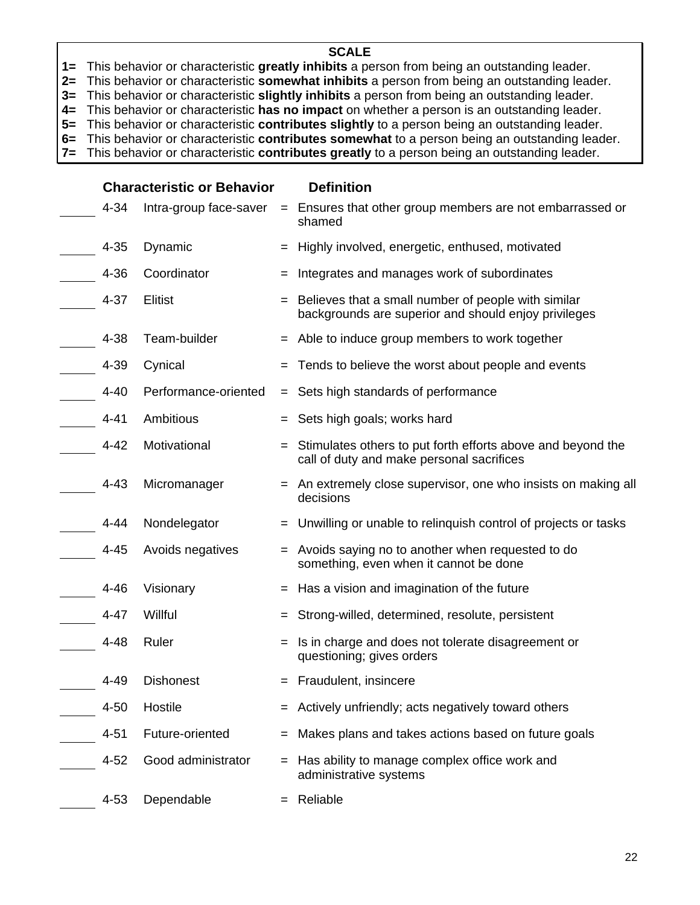**SCALE**

**1=** This behavior or characteristic **greatly inhibits** a person from being an outstanding leader.
**2=** This behavior or characteristic **somewhat inhibits** a person from being an outstanding leader.
**3=** This behavior or characteristic **slightly inhibits** a person from being an outstanding leader.
**4=** This behavior or characteristic **has no impact** on whether a person is an outstanding leader.
**5=** This behavior or characteristic **contributes slightly** to a person being an outstanding leader.
**6=** This behavior or characteristic **contributes somewhat** to a person being an outstanding leader.
**7=** This behavior or characteristic **contributes greatly** to a person being an outstanding leader.

| | | **Characteristic or Behavior** | | **Definition** |
|---|---|---|---|---|
| _____ | 4-34 | Intra-group face-saver | = | Ensures that other group members are not embarrassed or shamed |
| _____ | 4-35 | Dynamic | = | Highly involved, energetic, enthused, motivated |
| _____ | 4-36 | Coordinator | = | Integrates and manages work of subordinates |
| _____ | 4-37 | Elitist | = | Believes that a small number of people with similar backgrounds are superior and should enjoy privileges |
| _____ | 4-38 | Team-builder | = | Able to induce group members to work together |
| _____ | 4-39 | Cynical | = | Tends to believe the worst about people and events |
| _____ | 4-40 | Performance-oriented | = | Sets high standards of performance |
| _____ | 4-41 | Ambitious | = | Sets high goals; works hard |
| _____ | 4-42 | Motivational | = | Stimulates others to put forth efforts above and beyond the call of duty and make personal sacrifices |
| _____ | 4-43 | Micromanager | = | An extremely close supervisor, one who insists on making all decisions |
| _____ | 4-44 | Nondelegator | = | Unwilling or unable to relinquish control of projects or tasks |
| _____ | 4-45 | Avoids negatives | = | Avoids saying no to another when requested to do something, even when it cannot be done |
| _____ | 4-46 | Visionary | = | Has a vision and imagination of the future |
| _____ | 4-47 | Willful | = | Strong-willed, determined, resolute, persistent |
| _____ | 4-48 | Ruler | = | Is in charge and does not tolerate disagreement or questioning; gives orders |
| _____ | 4-49 | Dishonest | = | Fraudulent, insincere |
| _____ | 4-50 | Hostile | = | Actively unfriendly; acts negatively toward others |
| _____ | 4-51 | Future-oriented | = | Makes plans and takes actions based on future goals |
| _____ | 4-52 | Good administrator | = | Has ability to manage complex office work and administrative systems |
| _____ | 4-53 | Dependable | = | Reliable |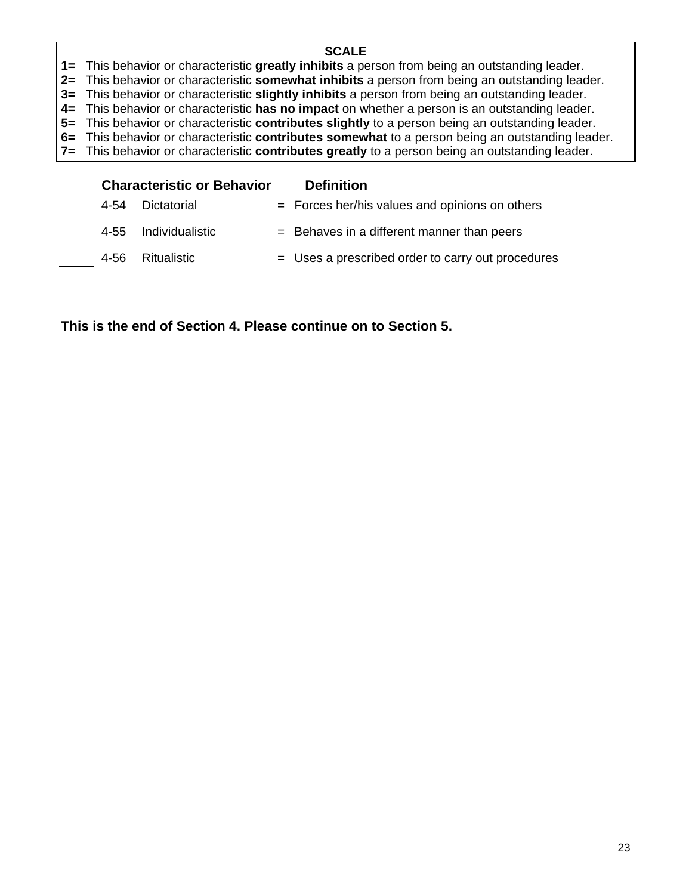**SCALE**

**1=** This behavior or characteristic **greatly inhibits** a person from being an outstanding leader.
**2=** This behavior or characteristic **somewhat inhibits** a person from being an outstanding leader.
**3=** This behavior or characteristic **slightly inhibits** a person from being an outstanding leader.
**4=** This behavior or characteristic **has no impact** on whether a person is an outstanding leader.
**5=** This behavior or characteristic **contributes slightly** to a person being an outstanding leader.
**6=** This behavior or characteristic **contributes somewhat** to a person being an outstanding leader.
**7=** This behavior or characteristic **contributes greatly** to a person being an outstanding leader.

| | | **Characteristic or Behavior** | | **Definition** |
|---|---|---|---|---|
| _____ | 4-54 | Dictatorial | = | Forces her/his values and opinions on others |
| _____ | 4-55 | Individualistic | = | Behaves in a different manner than peers |
| _____ | 4-56 | Ritualistic | = | Uses a prescribed order to carry out procedures |

**This is the end of Section 4. Please continue on to Section 5.**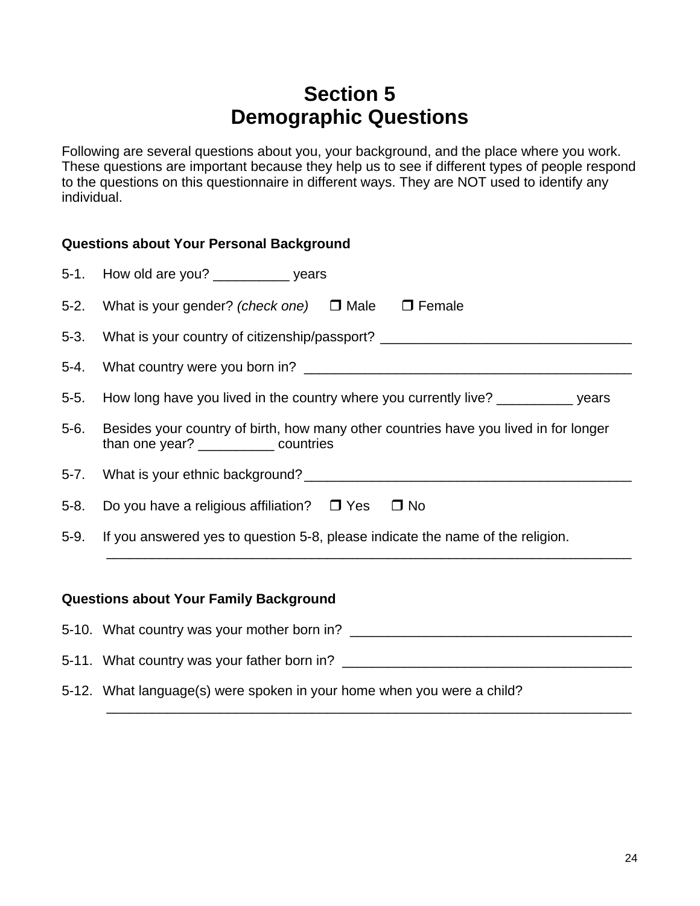# Section 5
# Demographic Questions

Following are several questions about you, your background, and the place where you work. These questions are important because they help us to see if different types of people respond to the questions on this questionnaire in different ways. They are NOT used to identify any individual.

### Questions about Your Personal Background

5-1. How old are you? __________ years

5-2. What is your gender? *(check one)* ❒ Male ❒ Female

5-3. What is your country of citizenship/passport? ________________________________

5-4. What country were you born in? __________________________________________

5-5. How long have you lived in the country where you currently live? __________ years

5-6. Besides your country of birth, how many other countries have you lived in for longer than one year? __________ countries

5-7. What is your ethnic background? __________________________________________

5-8. Do you have a religious affiliation? ❒ Yes ❒ No

5-9. If you answered yes to question 5-8, please indicate the name of the religion. ______________________________________________________________________

### Questions about Your Family Background

5-10. What country was your mother born in? ____________________________________

5-11. What country was your father born in? _____________________________________

5-12. What language(s) were spoken in your home when you were a child? ______________________________________________________________________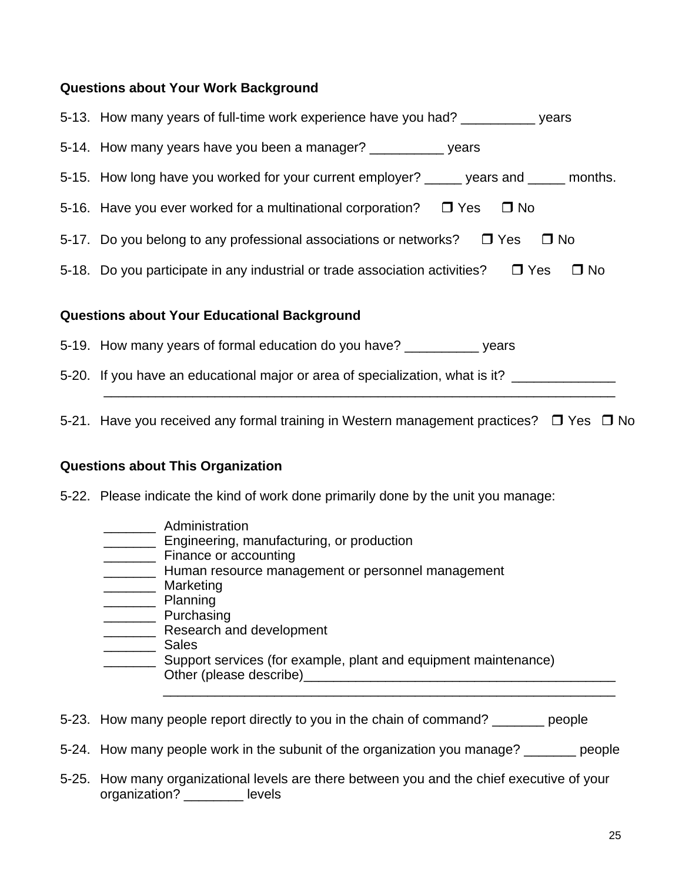**Questions about Your Work Background**

5-13. How many years of full-time work experience have you had? __________ years

5-14. How many years have you been a manager? __________ years

5-15. How long have you worked for your current employer? _____ years and _____ months.

5-16. Have you ever worked for a multinational corporation? ❒ Yes ❒ No

5-17. Do you belong to any professional associations or networks? ❒ Yes ❒ No

5-18. Do you participate in any industrial or trade association activities? ❒ Yes ❒ No

**Questions about Your Educational Background**

5-19. How many years of formal education do you have? __________ years

5-20. If you have an educational major or area of specialization, what is it? ______________
______________________________________________________________________

5-21. Have you received any formal training in Western management practices? ❒ Yes ❒ No

**Questions about This Organization**

5-22. Please indicate the kind of work done primarily done by the unit you manage:

_______ Administration
_______ Engineering, manufacturing, or production
_______ Finance or accounting
_______ Human resource management or personnel management
_______ Marketing
_______ Planning
_______ Purchasing
_______ Research and development
_______ Sales
_______ Support services (for example, plant and equipment maintenance)
Other (please describe)___________________________________________
_______________________________________________________________

5-23. How many people report directly to you in the chain of command? _______ people

5-24. How many people work in the subunit of the organization you manage? _______ people

5-25. How many organizational levels are there between you and the chief executive of your organization? ________ levels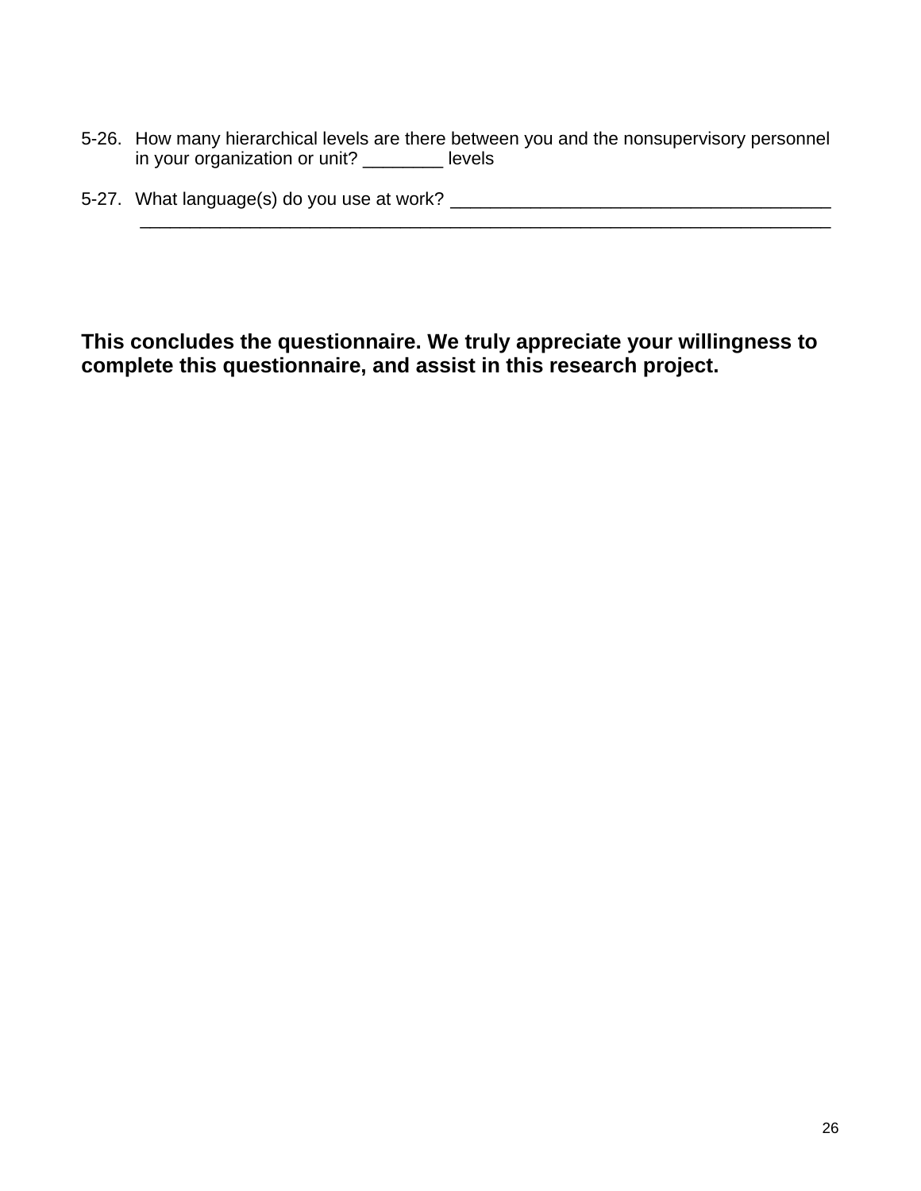5-26. How many hierarchical levels are there between you and the nonsupervisory personnel in your organization or unit? ________ levels

5-27. What language(s) do you use at work? ______________________________________
_____________________________________________________________________

**This concludes the questionnaire. We truly appreciate your willingness to complete this questionnaire, and assist in this research project.**